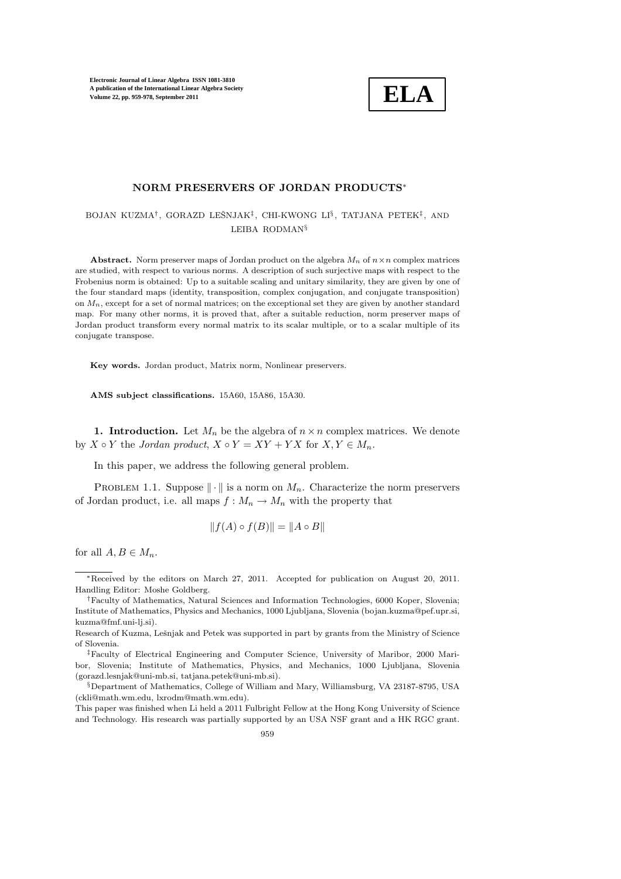# NORM PRESERVERS OF JORDAN PRODUCTS*

BOJAN KUZMA[†], GORAZD LEŠNJAK[‡], CHI-KWONG LI[§], TATJANA PETEK[‡], AND LEIBA RODMAN[§]

**Abstract.** Norm preserver maps of Jordan product on the algebra $M_n$ of $n \times n$ complex matrices are studied, with respect to various norms. A description of such surjective maps with respect to the Frobenius norm is obtained: Up to a suitable scaling and unitary similarity, they are given by one of the four standard maps (identity, transposition, complex conjugation, and conjugate transposition) on $M_n$, except for a set of normal matrices; on the exceptional set they are given by another standard map. For many other norms, it is proved that, after a suitable reduction, norm preserver maps of Jordan product transform every normal matrix to its scalar multiple, or to a scalar multiple of its conjugate transpose.

**Key words.** Jordan product, Matrix norm, Nonlinear preservers.

**AMS subject classifications.** 15A60, 15A86, 15A30.

## 1. Introduction.

Let $M_n$ be the algebra of $n \times n$ complex matrices. We denote by $X \circ Y$ the *Jordan product*, $X \circ Y = XY + YX$ for $X, Y \in M_n$.

In this paper, we address the following general problem.

PROBLEM 1.1. Suppose $\|\cdot\|$ is a norm on $M_n$. Characterize the norm preservers of Jordan product, i.e. all maps $f : M_n \to M_n$ with the property that

$$\|f(A) \circ f(B)\| = \|A \circ B\|$$

for all $A, B \in M_n$.

---

*Received by the editors on March 27, 2011. Accepted for publication on August 20, 2011. Handling Editor: Moshe Goldberg.

†Faculty of Mathematics, Natural Sciences and Information Technologies, 6000 Koper, Slovenia; Institute of Mathematics, Physics and Mechanics, 1000 Ljubljana, Slovenia (bojan.kuzma@pef.upr.si, kuzma@fmf.uni-lj.si).

Research of Kuzma, Lešnjak and Petek was supported in part by grants from the Ministry of Science of Slovenia.

‡Faculty of Electrical Engineering and Computer Science, University of Maribor, 2000 Maribor, Slovenia; Institute of Mathematics, Physics, and Mechanics, 1000 Ljubljana, Slovenia (gorazd.lesnjak@uni-mb.si, tatjana.petek@uni-mb.si).

§Department of Mathematics, College of William and Mary, Williamsburg, VA 23187-8795, USA (ckli@math.wm.edu, lxrodm@math.wm.edu).

This paper was finished when Li held a 2011 Fulbright Fellow at the Hong Kong University of Science and Technology. His research was partially supported by an USA NSF grant and a HK RGC grant.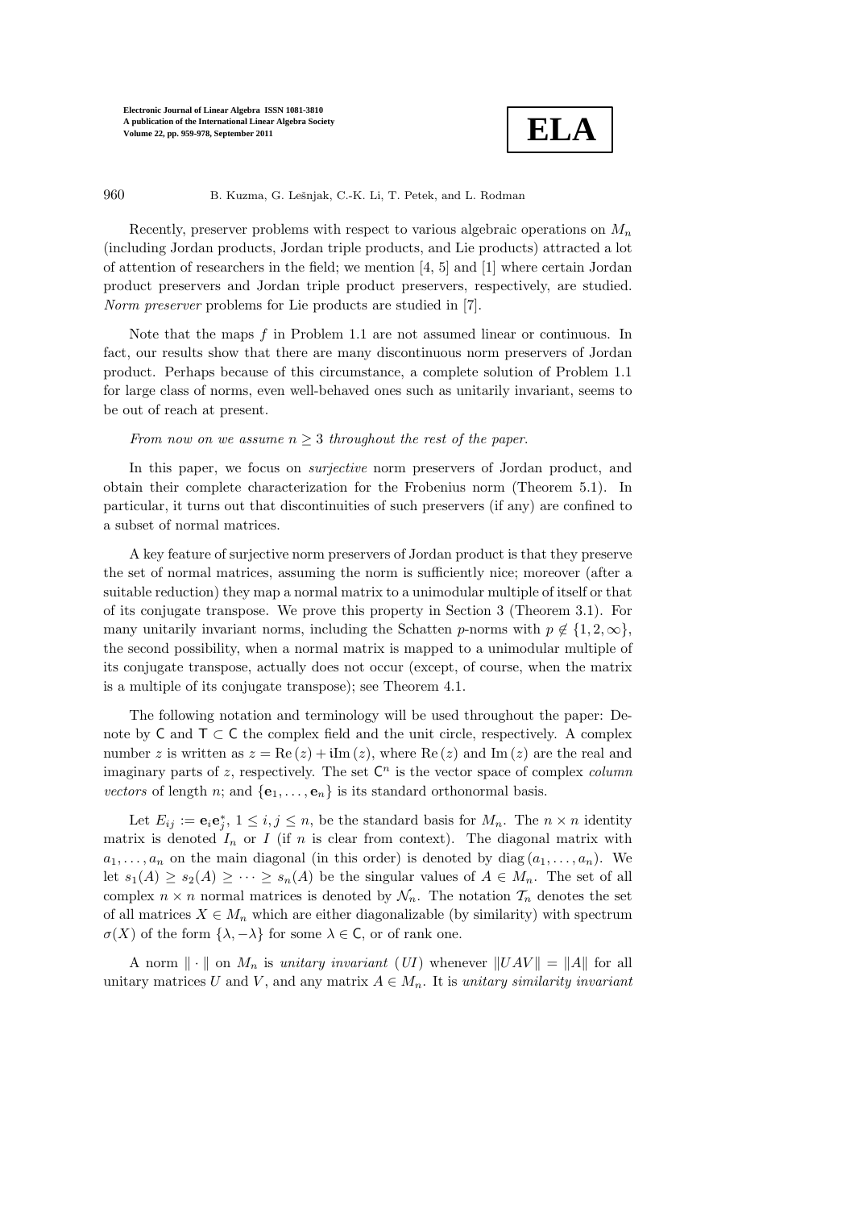Recently, preserver problems with respect to various algebraic operations on $M_n$ (including Jordan products, Jordan triple products, and Lie products) attracted a lot of attention of researchers in the field; we mention [4, 5] and [1] where certain Jordan product preservers and Jordan triple product preservers, respectively, are studied. *Norm preserver* problems for Lie products are studied in [7].

Note that the maps $f$ in Problem 1.1 are not assumed linear or continuous. In fact, our results show that there are many discontinuous norm preservers of Jordan product. Perhaps because of this circumstance, a complete solution of Problem 1.1 for large class of norms, even well-behaved ones such as unitarily invariant, seems to be out of reach at present.

*From now on we assume $n \geq 3$ throughout the rest of the paper.*

In this paper, we focus on *surjective* norm preservers of Jordan product, and obtain their complete characterization for the Frobenius norm (Theorem 5.1). In particular, it turns out that discontinuities of such preservers (if any) are confined to a subset of normal matrices.

A key feature of surjective norm preservers of Jordan product is that they preserve the set of normal matrices, assuming the norm is sufficiently nice; moreover (after a suitable reduction) they map a normal matrix to a unimodular multiple of itself or that of its conjugate transpose. We prove this property in Section 3 (Theorem 3.1). For many unitarily invariant norms, including the Schatten $p$-norms with $p \notin \{1, 2, \infty\}$, the second possibility, when a normal matrix is mapped to a unimodular multiple of its conjugate transpose, actually does not occur (except, of course, when the matrix is a multiple of its conjugate transpose); see Theorem 4.1.

The following notation and terminology will be used throughout the paper: Denote by $\mathsf{C}$ and $\mathsf{T} \subset \mathsf{C}$ the complex field and the unit circle, respectively. A complex number $z$ is written as $z = \mathrm{Re}\,(z) + \mathrm{i}\mathrm{Im}\,(z)$, where $\mathrm{Re}\,(z)$ and $\mathrm{Im}\,(z)$ are the real and imaginary parts of $z$, respectively. The set $\mathsf{C}^n$ is the vector space of complex *column vectors* of length $n$; and $\{\mathbf{e}_1, \dots, \mathbf{e}_n\}$ is its standard orthonormal basis.

Let $E_{ij} := \mathbf{e}_i \mathbf{e}_j^*$, $1 \leq i, j \leq n$, be the standard basis for $M_n$. The $n \times n$ identity matrix is denoted $I_n$ or $I$ (if $n$ is clear from context). The diagonal matrix with $a_1, \dots, a_n$ on the main diagonal (in this order) is denoted by $\mathrm{diag}\,(a_1, \dots, a_n)$. We let $s_1(A) \geq s_2(A) \geq \cdots \geq s_n(A)$ be the singular values of $A \in M_n$. The set of all complex $n \times n$ normal matrices is denoted by $\mathcal{N}_n$. The notation $\mathcal{T}_n$ denotes the set of all matrices $X \in M_n$ which are either diagonalizable (by similarity) with spectrum $\sigma(X)$ of the form $\{\lambda, -\lambda\}$ for some $\lambda \in \mathsf{C}$, or of rank one.

A norm $\|\cdot\|$ on $M_n$ is *unitary invariant* (*UI*) whenever $\|UAV\| = \|A\|$ for all unitary matrices $U$ and $V$, and any matrix $A \in M_n$. It is *unitary similarity invariant*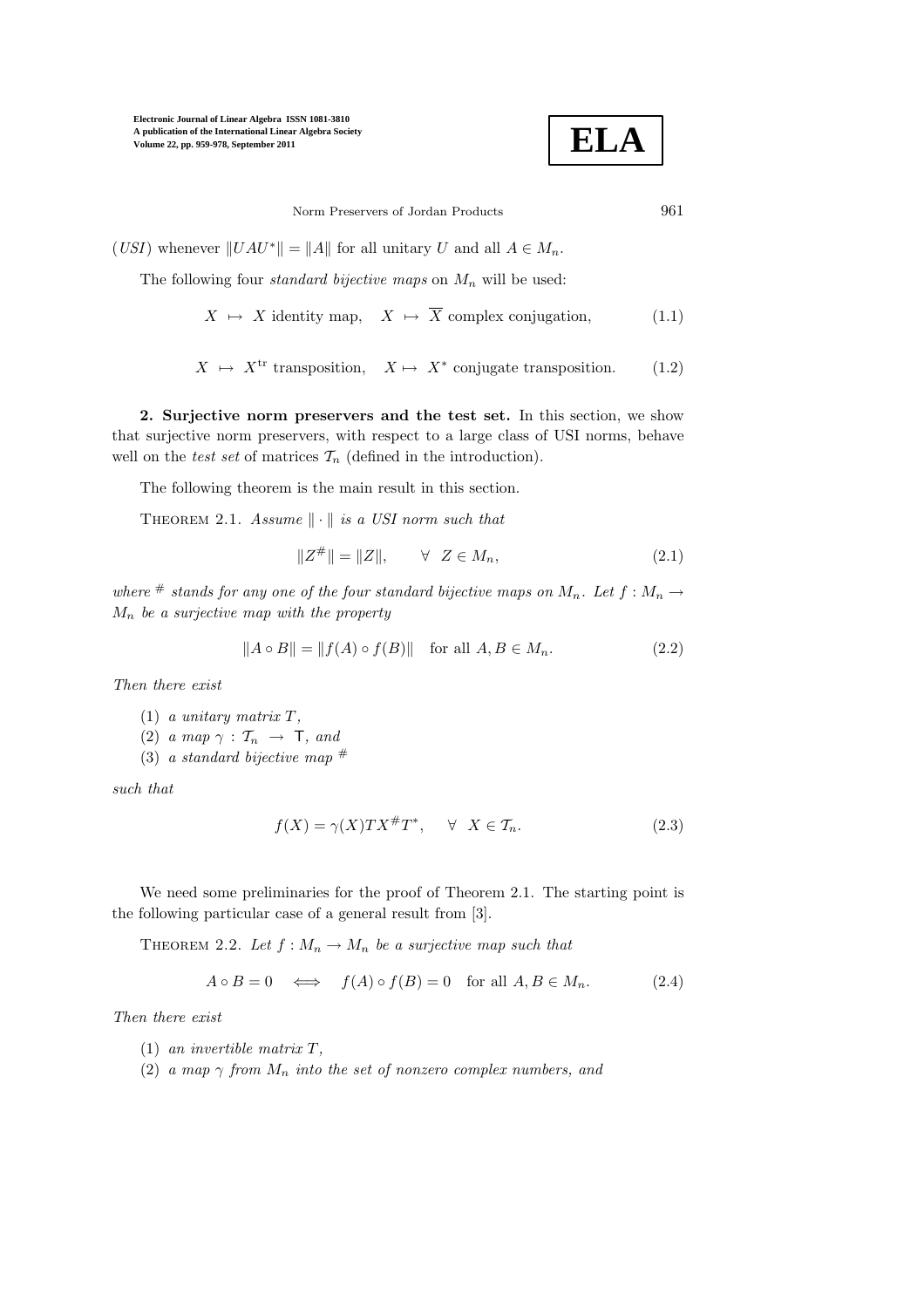(*USI*) whenever $\|UAU^*\| = \|A\|$ for all unitary $U$ and all $A \in M_n$.

The following four *standard bijective maps* on $M_n$ will be used:

$$X \;\mapsto\; X \text{ identity map}, \quad X \;\mapsto\; \overline{X} \text{ complex conjugation}, \tag{1.1}$$

$$X \;\mapsto\; X^{\mathrm{tr}} \text{ transposition}, \quad X \mapsto\; X^* \text{ conjugate transposition}. \tag{1.2}$$

**2. Surjective norm preservers and the test set.** In this section, we show that surjective norm preservers, with respect to a large class of USI norms, behave well on the *test set* of matrices $\mathcal{T}_n$ (defined in the introduction).

The following theorem is the main result in this section.

THEOREM 2.1. *Assume $\|\cdot\|$ is a USI norm such that*

$$\|Z^{\#}\| = \|Z\|, \qquad \forall \;\; Z \in M_n, \tag{2.1}$$

*where $^{\#}$ stands for any one of the four standard bijective maps on $M_n$. Let $f : M_n \to M_n$ be a surjective map with the property*

$$\|A \circ B\| = \|f(A) \circ f(B)\| \quad \text{for all } A, B \in M_n. \tag{2.2}$$

*Then there exist*

(1) *a unitary matrix $T$,*
(2) *a map $\gamma : \mathcal{T}_n \;\to\; \mathsf{T}$, and*
(3) *a standard bijective map $^{\#}$*

*such that*

$$f(X) = \gamma(X) T X^{\#} T^*, \qquad \forall \;\; X \in \mathcal{T}_n. \tag{2.3}$$

We need some preliminaries for the proof of Theorem 2.1. The starting point is the following particular case of a general result from [3].

THEOREM 2.2. *Let $f : M_n \to M_n$ be a surjective map such that*

$$A \circ B = 0 \quad \Longleftrightarrow \quad f(A) \circ f(B) = 0 \quad \text{for all } A, B \in M_n. \tag{2.4}$$

*Then there exist*

(1) *an invertible matrix $T$,*
(2) *a map $\gamma$ from $M_n$ into the set of nonzero complex numbers, and*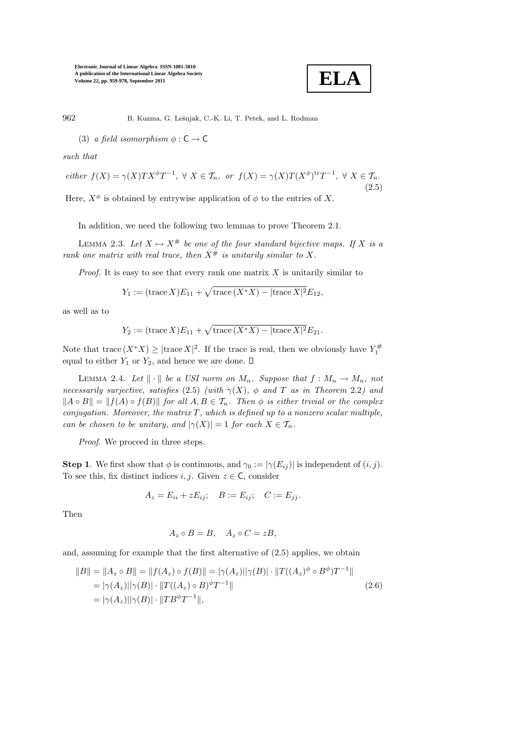(3) *a field isomorphism* $\phi : \mathsf{C} \to \mathsf{C}$

*such that*

$$\text{either } f(X) = \gamma(X) T X^{\phi} T^{-1},\ \forall\ X \in \mathcal{T}_n,\ \text{ or } f(X) = \gamma(X) T (X^{\phi})^{\mathrm{tr}} T^{-1},\ \forall\ X \in \mathcal{T}_n. \tag{2.5}$$

Here, $X^{\phi}$ is obtained by entrywise application of $\phi$ to the entries of $X$.

In addition, we need the following two lemmas to prove Theorem 2.1.

Lemma 2.3. *Let* $X \mapsto X^{\#}$ *be one of the four standard bijective maps. If* $X$ *is a rank one matrix with real trace, then* $X^{\#}$ *is unitarily similar to* $X$.

*Proof*. It is easy to see that every rank one matrix $X$ is unitarily similar to

$$Y_1 := (\operatorname{trace} X) E_{11} + \sqrt{\operatorname{trace}(X^* X) - |\operatorname{trace} X|^2}\, E_{12},$$

as well as to

$$Y_2 := (\operatorname{trace} X) E_{11} + \sqrt{\operatorname{trace}(X^* X) - |\operatorname{trace} X|^2}\, E_{21}.$$

Note that $\operatorname{trace}(X^* X) \geq |\operatorname{trace} X|^2$. If the trace is real, then we obviously have $Y_1^{\#}$ equal to either $Y_1$ or $Y_2$, and hence we are done. □

Lemma 2.4. *Let* $\|\cdot\|$ *be a USI norm on* $M_n$. *Suppose that* $f : M_n \to M_n$, *not necessarily surjective, satisfies* (2.5) *(with* $\gamma(X)$, $\phi$ *and* $T$ *as in Theorem* 2.2*) and* $\|A \circ B\| = \|f(A) \circ f(B)\|$ *for all* $A, B \in \mathcal{T}_n$. *Then* $\phi$ *is either trivial or the complex conjugation. Moreover, the matrix* $T$, *which is defined up to a nonzero scalar multiple, can be chosen to be unitary, and* $|\gamma(X)| = 1$ *for each* $X \in \mathcal{T}_n$.

*Proof*. We proceed in three steps.

**Step 1**. We first show that $\phi$ is continuous, and $\gamma_0 := |\gamma(E_{ij})|$ is independent of $(i, j)$. To see this, fix distinct indices $i, j$. Given $z \in \mathsf{C}$, consider

$$A_z = E_{ii} + z E_{ij}; \quad B := E_{ij}; \quad C := E_{jj}.$$

Then

$$A_z \circ B = B, \quad A_z \circ C = z B,$$

and, assuming for example that the first alternative of (2.5) applies, we obtain

$$\begin{aligned} \|B\| = \|A_z \circ B\| = \|f(A_z) \circ f(B)\| &= |\gamma(A_z)||\gamma(B)| \cdot \|T((A_z)^{\phi} \circ B^{\phi}) T^{-1}\| \\ &= |\gamma(A_z)||\gamma(B)| \cdot \|T((A_z) \circ B)^{\phi} T^{-1}\| \\ &= |\gamma(A_z)||\gamma(B)| \cdot \|T B^{\phi} T^{-1}\|, \end{aligned} \tag{2.6}$$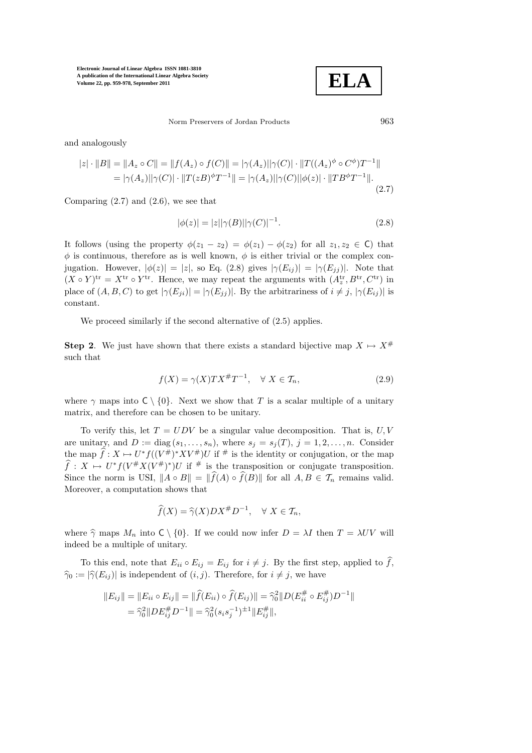and analogously

$$
\begin{aligned}
|z| \cdot \|B\| = \|A_z \circ C\| = \|f(A_z) \circ f(C)\| &= |\gamma(A_z)||\gamma(C)| \cdot \|T((A_z)^\phi \circ C^\phi)T^{-1}\| \\
&= |\gamma(A_z)||\gamma(C)| \cdot \|T(zB)^\phi T^{-1}\| = |\gamma(A_z)||\gamma(C)||\phi(z)| \cdot \|TB^\phi T^{-1}\|.
\end{aligned} \tag{2.7}
$$

Comparing (2.7) and (2.6), we see that

$$
|\phi(z)| = |z||\gamma(B)||\gamma(C)|^{-1}. \tag{2.8}
$$

It follows (using the property $\phi(z_1 - z_2) = \phi(z_1) - \phi(z_2)$ for all $z_1, z_2 \in \mathsf{C}$) that $\phi$ is continuous, therefore as is well known, $\phi$ is either trivial or the complex conjugation. However, $|\phi(z)| = |z|$, so Eq. (2.8) gives $|\gamma(E_{ij})| = |\gamma(E_{jj})|$. Note that $(X \circ Y)^{\mathrm{tr}} = X^{\mathrm{tr}} \circ Y^{\mathrm{tr}}$. Hence, we may repeat the arguments with $(A_z^{\mathrm{tr}}, B^{\mathrm{tr}}, C^{\mathrm{tr}})$ in place of $(A, B, C)$ to get $|\gamma(E_{ji})| = |\gamma(E_{jj})|$. By the arbitrariness of $i \neq j$, $|\gamma(E_{ij})|$ is constant.

We proceed similarly if the second alternative of (2.5) applies.

**Step 2**. We just have shown that there exists a standard bijective map $X \mapsto X^\#$ such that

$$
f(X) = \gamma(X)TX^\# T^{-1}, \quad \forall\ X \in \mathcal{T}_n, \tag{2.9}
$$

where $\gamma$ maps into $\mathsf{C} \setminus \{0\}$. Next we show that $T$ is a scalar multiple of a unitary matrix, and therefore can be chosen to be unitary.

To verify this, let $T = UDV$ be a singular value decomposition. That is, $U, V$ are unitary, and $D := \operatorname{diag}(s_1, \ldots, s_n)$, where $s_j = s_j(T)$, $j = 1, 2, \ldots, n$. Consider the map $\widehat{f} : X \mapsto U^* f((V^\#)^* X V^\#) U$ if $^\#$ is the identity or conjugation, or the map $\widehat{f} : X \mapsto U^* f(V^\# X (V^\#)^*) U$ if $^\#$ is the transposition or conjugate transposition. Since the norm is USI, $\|A \circ B\| = \|\widehat{f}(A) \circ \widehat{f}(B)\|$ for all $A, B \in \mathcal{T}_n$ remains valid. Moreover, a computation shows that

$$
\widehat{f}(X) = \widehat{\gamma}(X) D X^\# D^{-1}, \quad \forall\ X \in \mathcal{T}_n,
$$

where $\widehat{\gamma}$ maps $M_n$ into $\mathsf{C} \setminus \{0\}$. If we could now infer $D = \lambda I$ then $T = \lambda UV$ will indeed be a multiple of unitary.

To this end, note that $E_{ii} \circ E_{ij} = E_{ij}$ for $i \neq j$. By the first step, applied to $\widehat{f}$, $\widehat{\gamma}_0 := |\widehat{\gamma}(E_{ij})|$ is independent of $(i, j)$. Therefore, for $i \neq j$, we have

$$
\begin{aligned}
\|E_{ij}\| = \|E_{ii} \circ E_{ij}\| = \|\widehat{f}(E_{ii}) \circ \widehat{f}(E_{ij})\| &= \widehat{\gamma}_0^2 \|D(E_{ii}^\# \circ E_{ij}^\#) D^{-1}\| \\
&= \widehat{\gamma}_0^2 \|D E_{ij}^\# D^{-1}\| = \widehat{\gamma}_0^2 (s_i s_j^{-1})^{\pm 1} \|E_{ij}^\#\|,
\end{aligned}
$$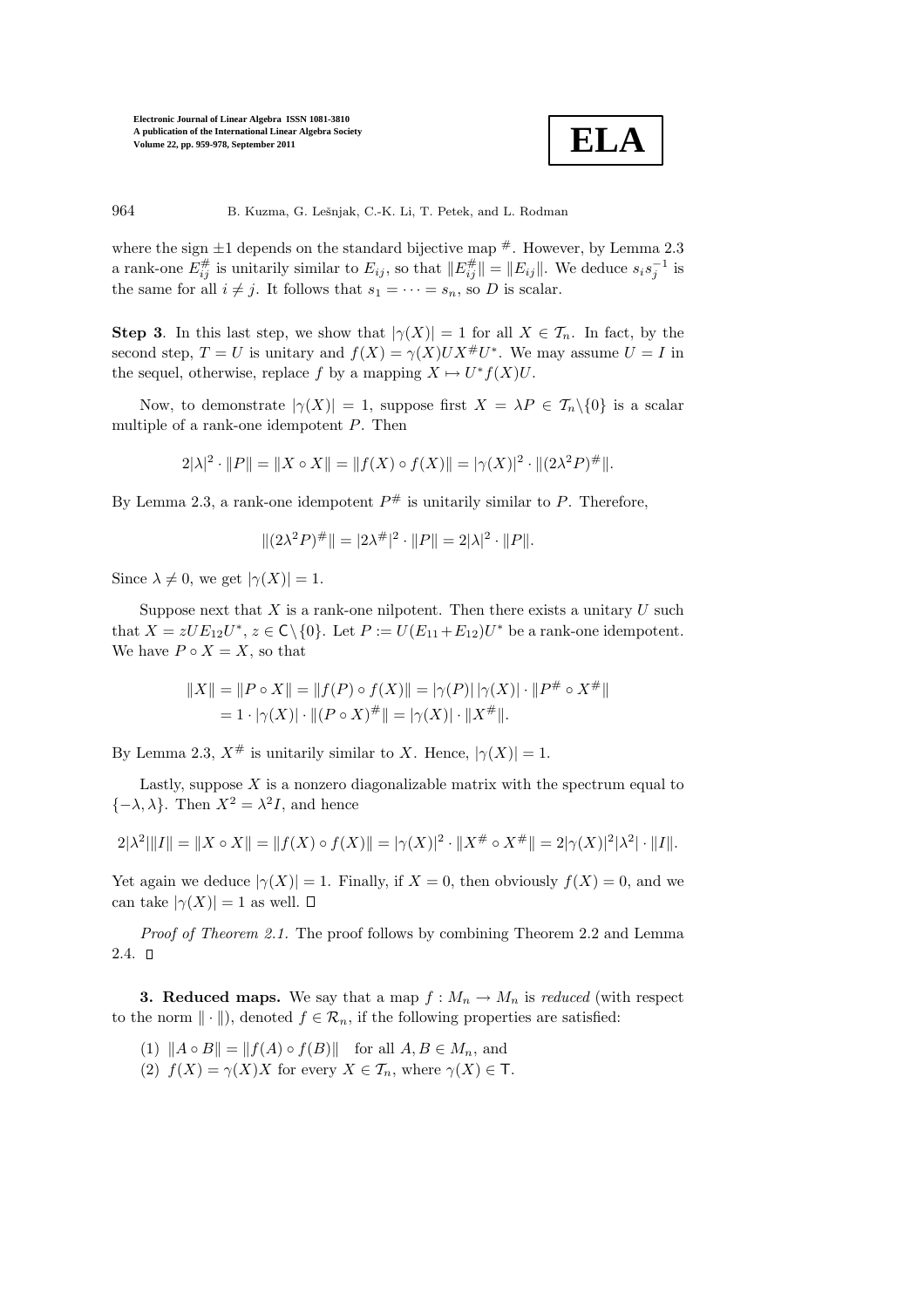where the sign $\pm 1$ depends on the standard bijective map $^{\#}$. However, by Lemma 2.3 a rank-one $E_{ij}^{\#}$ is unitarily similar to $E_{ij}$, so that $\|E_{ij}^{\#}\| = \|E_{ij}\|$. We deduce $s_i s_j^{-1}$ is the same for all $i \neq j$. It follows that $s_1 = \cdots = s_n$, so $D$ is scalar.

**Step 3**. In this last step, we show that $|\gamma(X)| = 1$ for all $X \in \mathcal{T}_n$. In fact, by the second step, $T = U$ is unitary and $f(X) = \gamma(X) U X^{\#} U^*$. We may assume $U = I$ in the sequel, otherwise, replace $f$ by a mapping $X \mapsto U^* f(X) U$.

Now, to demonstrate $|\gamma(X)| = 1$, suppose first $X = \lambda P \in \mathcal{T}_n \backslash \{0\}$ is a scalar multiple of a rank-one idempotent $P$. Then

$$2|\lambda|^2 \cdot \|P\| = \|X \circ X\| = \|f(X) \circ f(X)\| = |\gamma(X)|^2 \cdot \|(2\lambda^2 P)^{\#}\|.$$

By Lemma 2.3, a rank-one idempotent $P^{\#}$ is unitarily similar to $P$. Therefore,

$$\|(2\lambda^2 P)^{\#}\| = |2\lambda^{\#}|^2 \cdot \|P\| = 2|\lambda|^2 \cdot \|P\|.$$

Since $\lambda \neq 0$, we get $|\gamma(X)| = 1$.

Suppose next that $X$ is a rank-one nilpotent. Then there exists a unitary $U$ such that $X = zUE_{12}U^*$, $z \in \mathbb{C} \backslash \{0\}$. Let $P := U(E_{11} + E_{12})U^*$ be a rank-one idempotent. We have $P \circ X = X$, so that

$$\begin{aligned} \|X\| = \|P \circ X\| &= \|f(P) \circ f(X)\| = |\gamma(P)|\,|\gamma(X)| \cdot \|P^{\#} \circ X^{\#}\| \\ &= 1 \cdot |\gamma(X)| \cdot \|(P \circ X)^{\#}\| = |\gamma(X)| \cdot \|X^{\#}\|. \end{aligned}$$

By Lemma 2.3, $X^{\#}$ is unitarily similar to $X$. Hence, $|\gamma(X)| = 1$.

Lastly, suppose $X$ is a nonzero diagonalizable matrix with the spectrum equal to $\{-\lambda, \lambda\}$. Then $X^2 = \lambda^2 I$, and hence

$$2|\lambda^2|\|I\| = \|X \circ X\| = \|f(X) \circ f(X)\| = |\gamma(X)|^2 \cdot \|X^{\#} \circ X^{\#}\| = 2|\gamma(X)|^2 |\lambda^2| \cdot \|I\|.$$

Yet again we deduce $|\gamma(X)| = 1$. Finally, if $X = 0$, then obviously $f(X) = 0$, and we can take $|\gamma(X)| = 1$ as well. $\square$

*Proof of Theorem 2.1.* The proof follows by combining Theorem 2.2 and Lemma 2.4. $\square$

**3. Reduced maps.** We say that a map $f : M_n \to M_n$ is *reduced* (with respect to the norm $\|\cdot\|$), denoted $f \in \mathcal{R}_n$, if the following properties are satisfied:

(1) $\|A \circ B\| = \|f(A) \circ f(B)\|$ for all $A, B \in M_n$, and
(2) $f(X) = \gamma(X) X$ for every $X \in \mathcal{T}_n$, where $\gamma(X) \in \mathsf{T}$.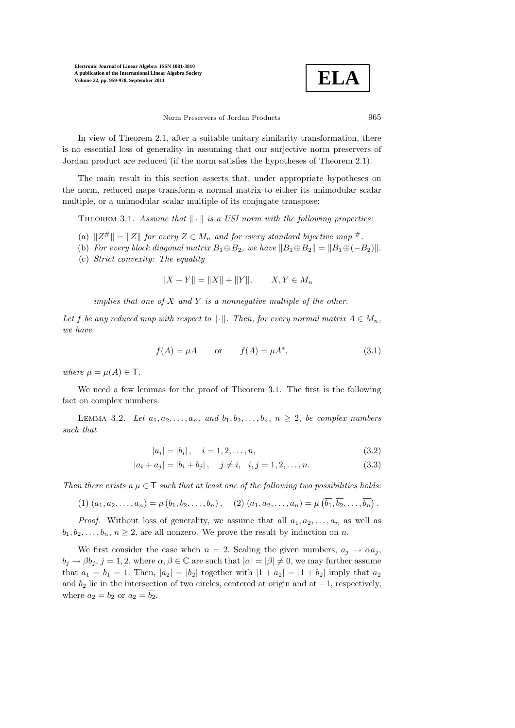In view of Theorem 2.1, after a suitable unitary similarity transformation, there is no essential loss of generality in assuming that our surjective norm preservers of Jordan product are reduced (if the norm satisfies the hypotheses of Theorem 2.1).

The main result in this section asserts that, under appropriate hypotheses on the norm, reduced maps transform a normal matrix to either its unimodular scalar multiple, or a unimodular scalar multiple of its conjugate transpose:

THEOREM 3.1. *Assume that $\|\cdot\|$ is a USI norm with the following properties:*

(a) *$\|Z^{\#}\| = \|Z\|$ for every $Z \in M_n$ and for every standard bijective map ${}^{\#}$.*

(b) *For every block diagonal matrix $B_1 \oplus B_2$, we have $\|B_1 \oplus B_2\| = \|B_1 \oplus (-B_2)\|$.*

(c) *Strict convexity: The equality*

$$\|X + Y\| = \|X\| + \|Y\|, \qquad X, Y \in M_n$$

*implies that one of $X$ and $Y$ is a nonnegative multiple of the other.*

*Let $f$ be any reduced map with respect to $\|\cdot\|$. Then, for every normal matrix $A \in M_n$, we have*

$$f(A) = \mu A \qquad \text{or} \qquad f(A) = \mu A^*, \tag{3.1}$$

*where $\mu = \mu(A) \in \mathsf{T}$.*

We need a few lemmas for the proof of Theorem 3.1. The first is the following fact on complex numbers.

LEMMA 3.2. *Let $a_1, a_2, \ldots, a_n$, and $b_1, b_2, \ldots, b_n$, $n \geq 2$, be complex numbers such that*

$$|a_i| = |b_i|, \quad i = 1, 2, \ldots, n, \tag{3.2}$$

$$|a_i + a_j| = |b_i + b_j|, \quad j \neq i, \quad i, j = 1, 2, \ldots, n. \tag{3.3}$$

*Then there exists a $\mu \in \mathsf{T}$ such that at least one of the following two possibilities holds:*

$$\text{(1) } (a_1, a_2, \ldots, a_n) = \mu\,(b_1, b_2, \ldots, b_n), \quad \text{(2) } (a_1, a_2, \ldots, a_n) = \mu\left(\overline{b_1}, \overline{b_2}, \ldots, \overline{b_n}\right).$$

*Proof.* Without loss of generality, we assume that all $a_1, a_2, \ldots, a_n$ as well as $b_1, b_2, \ldots, b_n$, $n \geq 2$, are all nonzero. We prove the result by induction on $n$.

We first consider the case when $n = 2$. Scaling the given numbers, $a_j \to \alpha a_j$, $b_j \to \beta b_j$, $j = 1, 2$, where $\alpha, \beta \in \mathbb{C}$ are such that $|\alpha| = |\beta| \neq 0$, we may further assume that $a_1 = b_1 = 1$. Then, $|a_2| = |b_2|$ together with $|1 + a_2| = |1 + b_2|$ imply that $a_2$ and $b_2$ lie in the intersection of two circles, centered at origin and at $-1$, respectively, where $a_2 = b_2$ or $a_2 = \overline{b_2}$.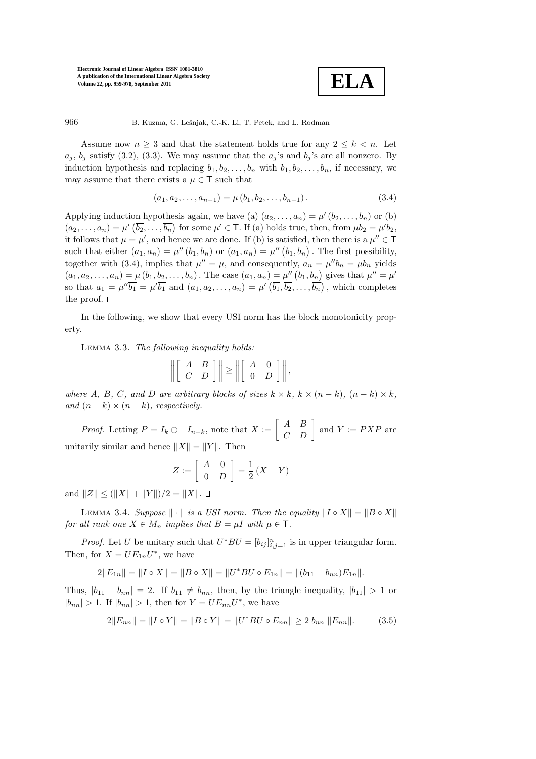Assume now $n \geq 3$ and that the statement holds true for any $2 \leq k < n$. Let $a_j$, $b_j$ satisfy (3.2), (3.3). We may assume that the $a_j$'s and $b_j$'s are all nonzero. By induction hypothesis and replacing $b_1, b_2, \ldots, b_n$ with $\overline{b_1}, \overline{b_2}, \ldots, \overline{b_n}$, if necessary, we may assume that there exists a $\mu \in \mathsf{T}$ such that

$$(a_1, a_2, \ldots, a_{n-1}) = \mu\,(b_1, b_2, \ldots, b_{n-1}). \tag{3.4}$$

Applying induction hypothesis again, we have (a) $(a_2, \ldots, a_n) = \mu'\,(b_2, \ldots, b_n)$ or (b) $(a_2, \ldots, a_n) = \mu'\left(\overline{b_2}, \ldots, \overline{b_n}\right)$ for some $\mu' \in \mathsf{T}$. If (a) holds true, then, from $\mu b_2 = \mu' b_2$, it follows that $\mu = \mu'$, and hence we are done. If (b) is satisfied, then there is a $\mu'' \in \mathsf{T}$ such that either $(a_1, a_n) = \mu''\,(b_1, b_n)$ or $(a_1, a_n) = \mu''\left(\overline{b_1}, \overline{b_n}\right)$. The first possibility, together with (3.4), implies that $\mu'' = \mu$, and consequently, $a_n = \mu'' b_n = \mu b_n$ yields $(a_1, a_2, \ldots, a_n) = \mu\,(b_1, b_2, \ldots, b_n)$. The case $(a_1, a_n) = \mu''\left(\overline{b_1}, \overline{b_n}\right)$ gives that $\mu'' = \mu'$ so that $a_1 = \mu''\overline{b_1} = \mu'\overline{b_1}$ and $(a_1, a_2, \ldots, a_n) = \mu'\left(\overline{b_1}, \overline{b_2}, \ldots, \overline{b_n}\right)$, which completes the proof. $\square$

In the following, we show that every USI norm has the block monotonicity property.

Lemma 3.3. *The following inequality holds:*

$$\left\| \begin{bmatrix} A & B \\ C & D \end{bmatrix} \right\| \geq \left\| \begin{bmatrix} A & 0 \\ 0 & D \end{bmatrix} \right\|,$$

*where $A$, $B$, $C$, and $D$ are arbitrary blocks of sizes $k \times k$, $k \times (n-k)$, $(n-k) \times k$, and $(n-k) \times (n-k)$, respectively.*

*Proof.* Letting $P = I_k \oplus -I_{n-k}$, note that $X := \begin{bmatrix} A & B \\ C & D \end{bmatrix}$ and $Y := PXP$ are unitarily similar and hence $\|X\| = \|Y\|$. Then

$$Z := \begin{bmatrix} A & 0 \\ 0 & D \end{bmatrix} = \frac{1}{2}\,(X + Y)$$

and $\|Z\| \leq (\|X\| + \|Y\|)/2 = \|X\|$. $\square$

Lemma 3.4. *Suppose $\|\cdot\|$ is a USI norm. Then the equality $\|I \circ X\| = \|B \circ X\|$ for all rank one $X \in M_n$ implies that $B = \mu I$ with $\mu \in \mathsf{T}$.*

*Proof.* Let $U$ be unitary such that $U^*BU = [b_{ij}]_{i,j=1}^n$ is in upper triangular form. Then, for $X = UE_{1n}U^*$, we have

$$2\|E_{1n}\| = \|I \circ X\| = \|B \circ X\| = \|U^*BU \circ E_{1n}\| = \|(b_{11} + b_{nn})E_{1n}\|.$$

Thus, $|b_{11} + b_{nn}| = 2$. If $b_{11} \neq b_{nn}$, then, by the triangle inequality, $|b_{11}| > 1$ or $|b_{nn}| > 1$. If $|b_{nn}| > 1$, then for $Y = UE_{nn}U^*$, we have

$$2\|E_{nn}\| = \|I \circ Y\| = \|B \circ Y\| = \|U^*BU \circ E_{nn}\| \geq 2|b_{nn}|\|E_{nn}\|. \tag{3.5}$$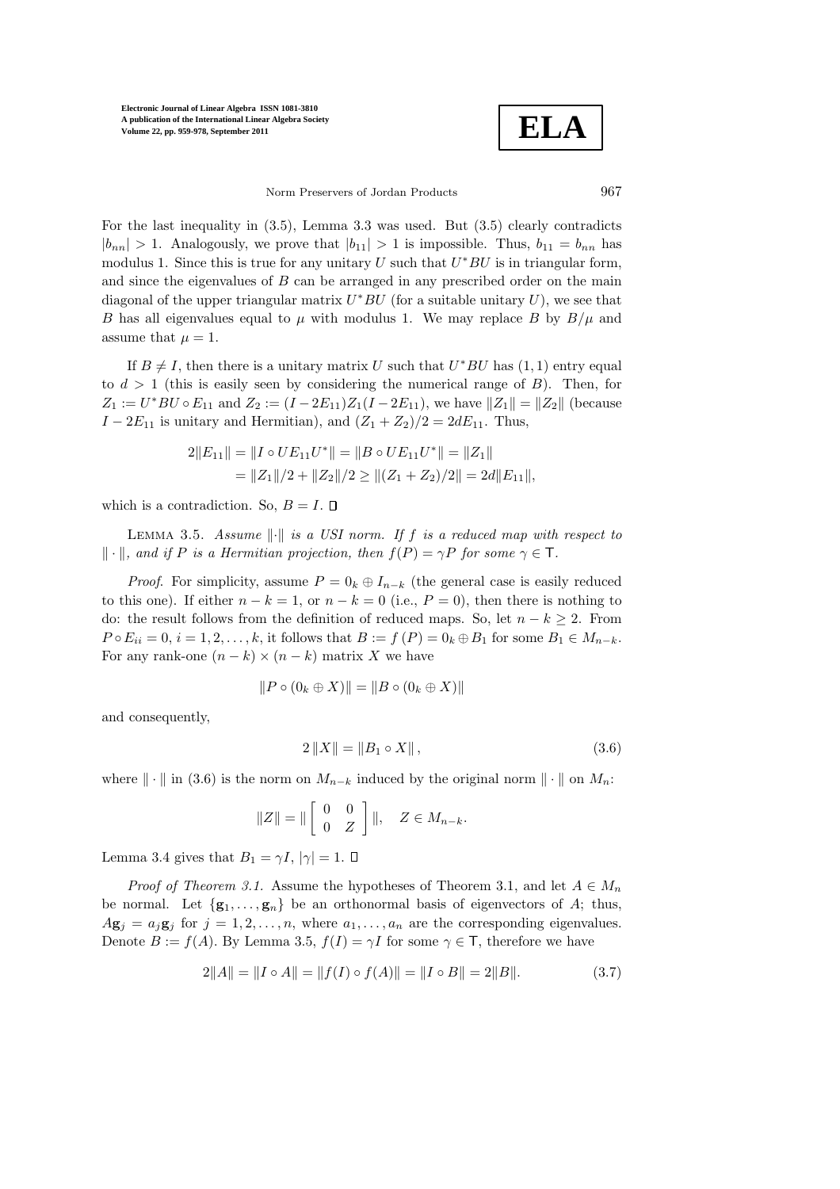For the last inequality in (3.5), Lemma 3.3 was used. But (3.5) clearly contradicts $|b_{nn}| > 1$. Analogously, we prove that $|b_{11}| > 1$ is impossible. Thus, $b_{11} = b_{nn}$ has modulus 1. Since this is true for any unitary $U$ such that $U^*BU$ is in triangular form, and since the eigenvalues of $B$ can be arranged in any prescribed order on the main diagonal of the upper triangular matrix $U^*BU$ (for a suitable unitary $U$), we see that $B$ has all eigenvalues equal to $\mu$ with modulus 1. We may replace $B$ by $B/\mu$ and assume that $\mu = 1$.

If $B \neq I$, then there is a unitary matrix $U$ such that $U^*BU$ has $(1, 1)$ entry equal to $d > 1$ (this is easily seen by considering the numerical range of $B$). Then, for $Z_1 := U^*BU \circ E_{11}$ and $Z_2 := (I - 2E_{11})Z_1(I - 2E_{11})$, we have $\|Z_1\| = \|Z_2\|$ (because $I - 2E_{11}$ is unitary and Hermitian), and $(Z_1 + Z_2)/2 = 2dE_{11}$. Thus,

$$
\begin{aligned}
2\|E_{11}\| &= \|I \circ UE_{11}U^*\| = \|B \circ UE_{11}U^*\| = \|Z_1\| \\
&= \|Z_1\|/2 + \|Z_2\|/2 \geq \|(Z_1 + Z_2)/2\| = 2d\|E_{11}\|,
\end{aligned}
$$

which is a contradiction. So, $B = I$. □

Lemma 3.5. *Assume $\|\cdot\|$ is a USI norm. If $f$ is a reduced map with respect to $\|\cdot\|$, and if $P$ is a Hermitian projection, then $f(P) = \gamma P$ for some $\gamma \in \mathsf{T}$.*

*Proof.* For simplicity, assume $P = 0_k \oplus I_{n-k}$ (the general case is easily reduced to this one). If either $n - k = 1$, or $n - k = 0$ (i.e., $P = 0$), then there is nothing to do: the result follows from the definition of reduced maps. So, let $n - k \geq 2$. From $P \circ E_{ii} = 0$, $i = 1, 2, \ldots, k$, it follows that $B := f(P) = 0_k \oplus B_1$ for some $B_1 \in M_{n-k}$. For any rank-one $(n - k) \times (n - k)$ matrix $X$ we have

$$
\|P \circ (0_k \oplus X)\| = \|B \circ (0_k \oplus X)\|
$$

and consequently,

$$
2\|X\| = \|B_1 \circ X\|, \tag{3.6}
$$

where $\|\cdot\|$ in (3.6) is the norm on $M_{n-k}$ induced by the original norm $\|\cdot\|$ on $M_n$:

$$
\|Z\| = \left\| \begin{bmatrix} 0 & 0 \\ 0 & Z \end{bmatrix} \right\|, \quad Z \in M_{n-k}.
$$

Lemma 3.4 gives that $B_1 = \gamma I$, $|\gamma| = 1$. □

*Proof of Theorem 3.1.* Assume the hypotheses of Theorem 3.1, and let $A \in M_n$ be normal. Let $\{\mathbf{g}_1, \ldots, \mathbf{g}_n\}$ be an orthonormal basis of eigenvectors of $A$; thus, $A\mathbf{g}_j = a_j\mathbf{g}_j$ for $j = 1, 2, \ldots, n$, where $a_1, \ldots, a_n$ are the corresponding eigenvalues. Denote $B := f(A)$. By Lemma 3.5, $f(I) = \gamma I$ for some $\gamma \in \mathsf{T}$, therefore we have

$$
2\|A\| = \|I \circ A\| = \|f(I) \circ f(A)\| = \|I \circ B\| = 2\|B\|. \tag{3.7}
$$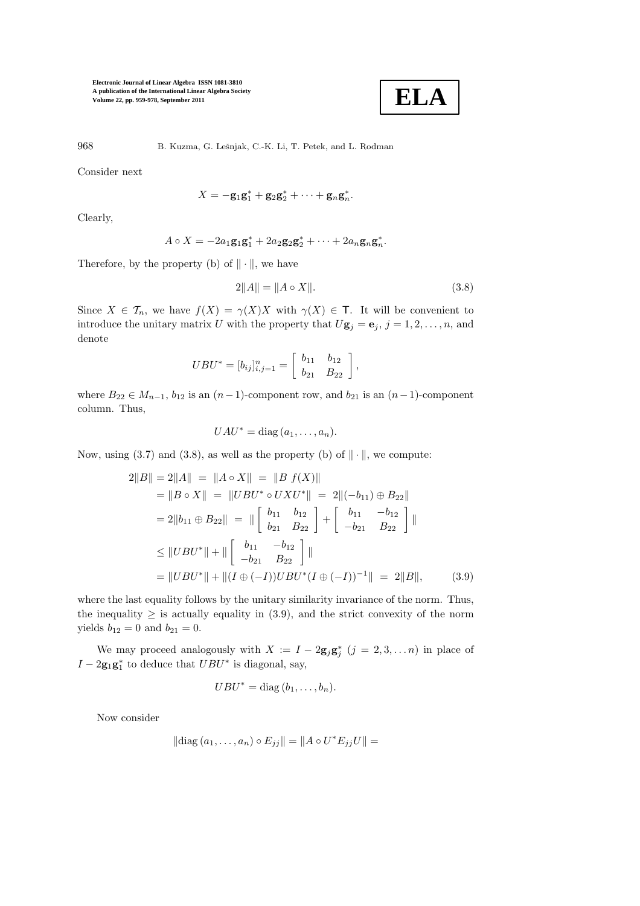Consider next

$$X = -\mathbf{g}_1\mathbf{g}_1^* + \mathbf{g}_2\mathbf{g}_2^* + \cdots + \mathbf{g}_n\mathbf{g}_n^*.$$

Clearly,

$$A \circ X = -2a_1\mathbf{g}_1\mathbf{g}_1^* + 2a_2\mathbf{g}_2\mathbf{g}_2^* + \cdots + 2a_n\mathbf{g}_n\mathbf{g}_n^*.$$

Therefore, by the property (b) of $\|\cdot\|$, we have

$$2\|A\| = \|A \circ X\|. \tag{3.8}$$

Since $X \in \mathcal{T}_n$, we have $f(X) = \gamma(X)X$ with $\gamma(X) \in \mathsf{T}$. It will be convenient to introduce the unitary matrix $U$ with the property that $U\mathbf{g}_j = \mathbf{e}_j$, $j = 1, 2, \ldots, n$, and denote

$$UBU^* = [b_{ij}]_{i,j=1}^n = \begin{bmatrix} b_{11} & b_{12} \\ b_{21} & B_{22} \end{bmatrix},$$

where $B_{22} \in M_{n-1}$, $b_{12}$ is an $(n-1)$-component row, and $b_{21}$ is an $(n-1)$-component column. Thus,

$$UAU^* = \operatorname{diag}(a_1, \ldots, a_n).$$

Now, using (3.7) and (3.8), as well as the property (b) of $\|\cdot\|$, we compute:

$$\begin{aligned}
2\|B\| = 2\|A\| &= \|A \circ X\| = \|B\ f(X)\| \\
&= \|B \circ X\| = \|UBU^* \circ UXU^*\| = 2\|(-b_{11}) \oplus B_{22}\| \\
&= 2\|b_{11} \oplus B_{22}\| = \left\| \begin{bmatrix} b_{11} & b_{12} \\ b_{21} & B_{22} \end{bmatrix} + \begin{bmatrix} b_{11} & -b_{12} \\ -b_{21} & B_{22} \end{bmatrix} \right\| \\
&\leq \|UBU^*\| + \left\| \begin{bmatrix} b_{11} & -b_{12} \\ -b_{21} & B_{22} \end{bmatrix} \right\| \\
&= \|UBU^*\| + \|(I \oplus (-I))UBU^*(I \oplus (-I))^{-1}\| = 2\|B\|,
\end{aligned} \tag{3.9}$$

where the last equality follows by the unitary similarity invariance of the norm. Thus, the inequality $\geq$ is actually equality in (3.9), and the strict convexity of the norm yields $b_{12} = 0$ and $b_{21} = 0$.

We may proceed analogously with $X := I - 2\mathbf{g}_j\mathbf{g}_j^*$ $(j = 2, 3, \ldots n)$ in place of $I - 2\mathbf{g}_1\mathbf{g}_1^*$ to deduce that $UBU^*$ is diagonal, say,

$$UBU^* = \operatorname{diag}(b_1, \ldots, b_n).$$

Now consider

$$\|\operatorname{diag}(a_1, \ldots, a_n) \circ E_{jj}\| = \|A \circ U^* E_{jj} U\| =$$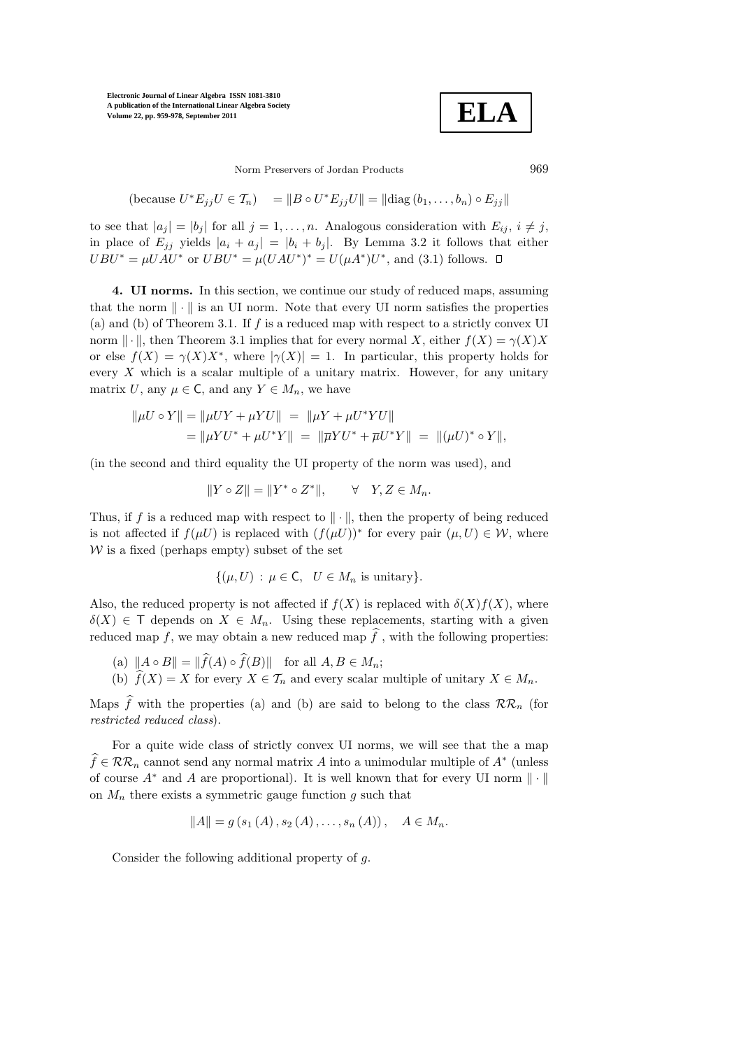$$(\text{because } U^*E_{jj}U \in \mathcal{T}_n) \quad = \|B \circ U^*E_{jj}U\| = \|\text{diag}\,(b_1, \ldots, b_n) \circ E_{jj}\|$$

to see that $|a_j| = |b_j|$ for all $j = 1, \ldots, n$. Analogous consideration with $E_{ij}$, $i \neq j$, in place of $E_{jj}$ yields $|a_i + a_j| = |b_i + b_j|$. By Lemma 3.2 it follows that either $UBU^* = \mu UAU^*$ or $UBU^* = \mu(UAU^*)^* = U(\mu A^*)U^*$, and (3.1) follows. $\square$

**4. UI norms.** In this section, we continue our study of reduced maps, assuming that the norm $\|\cdot\|$ is an UI norm. Note that every UI norm satisfies the properties (a) and (b) of Theorem 3.1. If $f$ is a reduced map with respect to a strictly convex UI norm $\|\cdot\|$, then Theorem 3.1 implies that for every normal $X$, either $f(X) = \gamma(X)X$ or else $f(X) = \gamma(X)X^*$, where $|\gamma(X)| = 1$. In particular, this property holds for every $X$ which is a scalar multiple of a unitary matrix. However, for any unitary matrix $U$, any $\mu \in \mathsf{C}$, and any $Y \in M_n$, we have

$$\begin{aligned}\|\mu U \circ Y\| &= \|\mu UY + \mu YU\| \;=\; \|\mu Y + \mu U^*YU\| \\ &= \|\mu YU^* + \mu U^*Y\| \;=\; \|\overline{\mu}YU^* + \overline{\mu}U^*Y\| \;=\; \|(\mu U)^* \circ Y\|,\end{aligned}$$

(in the second and third equality the UI property of the norm was used), and

$$\|Y \circ Z\| = \|Y^* \circ Z^*\|, \qquad \forall \quad Y, Z \in M_n.$$

Thus, if $f$ is a reduced map with respect to $\|\cdot\|$, then the property of being reduced is not affected if $f(\mu U)$ is replaced with $(f(\mu U))^*$ for every pair $(\mu, U) \in \mathcal{W}$, where $\mathcal{W}$ is a fixed (perhaps empty) subset of the set

$$\{(\mu, U) \,:\, \mu \in \mathsf{C}, \;\; U \in M_n \text{ is unitary}\}.$$

Also, the reduced property is not affected if $f(X)$ is replaced with $\delta(X)f(X)$, where $\delta(X) \in \mathsf{T}$ depends on $X \in M_n$. Using these replacements, starting with a given reduced map $f$, we may obtain a new reduced map $\widehat{f}$, with the following properties:

(a) $\|A \circ B\| = \|\widehat{f}(A) \circ \widehat{f}(B)\|$ for all $A, B \in M_n$;

(b) $\widehat{f}(X) = X$ for every $X \in \mathcal{T}_n$ and every scalar multiple of unitary $X \in M_n$.

Maps $\widehat{f}$ with the properties (a) and (b) are said to belong to the class $\mathcal{RR}_n$ (for *restricted reduced class*).

For a quite wide class of strictly convex UI norms, we will see that the a map $\widehat{f} \in \mathcal{RR}_n$ cannot send any normal matrix $A$ into a unimodular multiple of $A^*$ (unless of course $A^*$ and $A$ are proportional). It is well known that for every UI norm $\|\cdot\|$ on $M_n$ there exists a symmetric gauge function $g$ such that

$$\|A\| = g\left(s_1\left(A\right), s_2\left(A\right), \ldots, s_n\left(A\right)\right), \quad A \in M_n.$$

Consider the following additional property of $g$.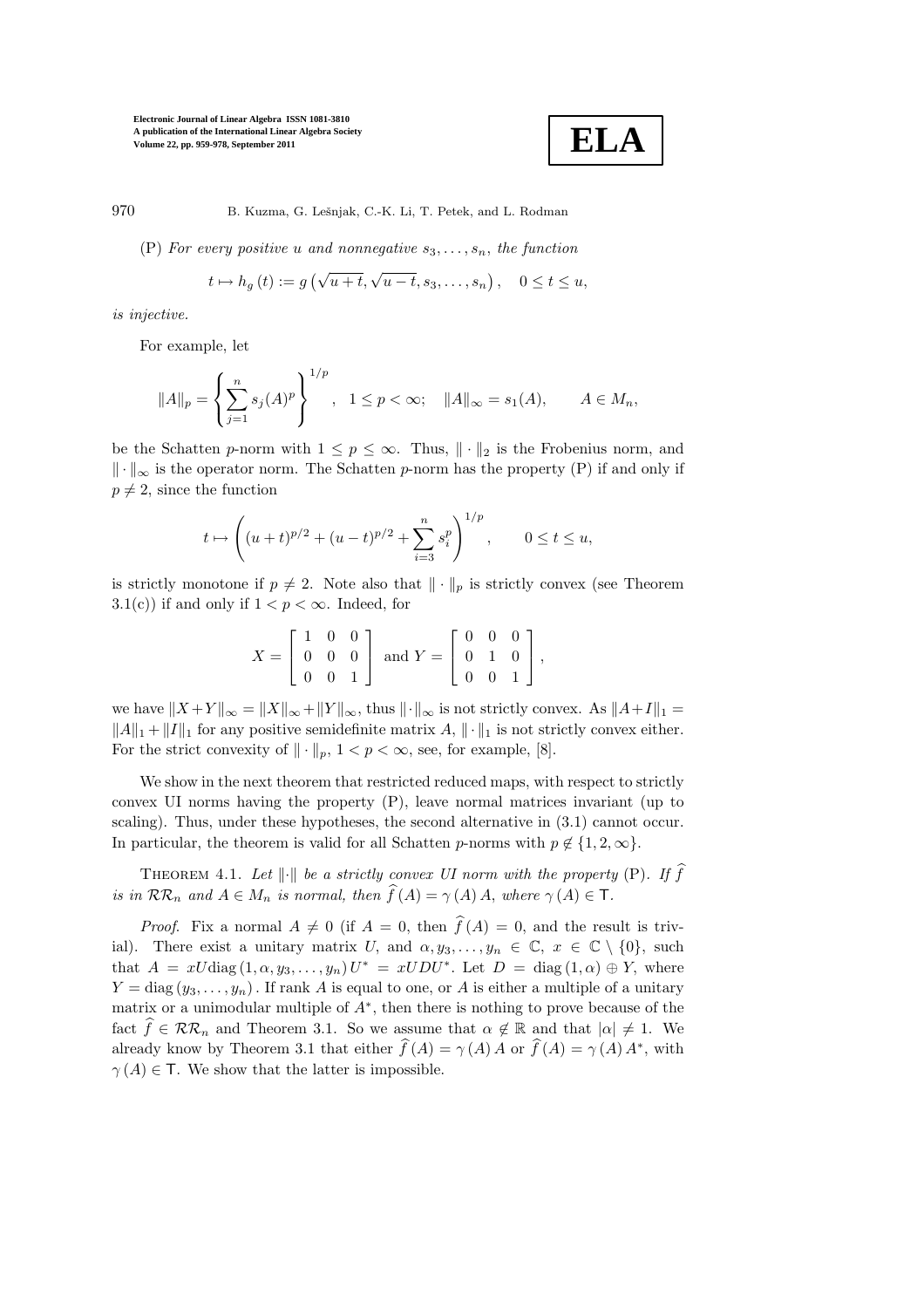(P) *For every positive $u$ and nonnegative $s_3, \ldots, s_n$, the function*

$$t \mapsto h_g(t) := g\left(\sqrt{u+t}, \sqrt{u-t}, s_3, \ldots, s_n\right), \quad 0 \le t \le u,$$

*is injective.*

For example, let

$$\|A\|_p = \left\{ \sum_{j=1}^{n} s_j(A)^p \right\}^{1/p}, \quad 1 \le p < \infty; \quad \|A\|_\infty = s_1(A), \qquad A \in M_n,$$

be the Schatten $p$-norm with $1 \le p \le \infty$. Thus, $\|\cdot\|_2$ is the Frobenius norm, and $\|\cdot\|_\infty$ is the operator norm. The Schatten $p$-norm has the property (P) if and only if $p \ne 2$, since the function

$$t \mapsto \left( (u+t)^{p/2} + (u-t)^{p/2} + \sum_{i=3}^{n} s_i^p \right)^{1/p}, \qquad 0 \le t \le u,$$

is strictly monotone if $p \ne 2$. Note also that $\|\cdot\|_p$ is strictly convex (see Theorem 3.1(c)) if and only if $1 < p < \infty$. Indeed, for

$$X = \begin{bmatrix} 1 & 0 & 0 \\ 0 & 0 & 0 \\ 0 & 0 & 1 \end{bmatrix} \text{ and } Y = \begin{bmatrix} 0 & 0 & 0 \\ 0 & 1 & 0 \\ 0 & 0 & 1 \end{bmatrix},$$

we have $\|X+Y\|_\infty = \|X\|_\infty + \|Y\|_\infty$, thus $\|\cdot\|_\infty$ is not strictly convex. As $\|A+I\|_1 = \|A\|_1 + \|I\|_1$ for any positive semidefinite matrix $A$, $\|\cdot\|_1$ is not strictly convex either. For the strict convexity of $\|\cdot\|_p$, $1 < p < \infty$, see, for example, [8].

We show in the next theorem that restricted reduced maps, with respect to strictly convex UI norms having the property (P), leave normal matrices invariant (up to scaling). Thus, under these hypotheses, the second alternative in (3.1) cannot occur. In particular, the theorem is valid for all Schatten $p$-norms with $p \notin \{1, 2, \infty\}$.

THEOREM 4.1. *Let $\|\cdot\|$ be a strictly convex UI norm with the property* (P)*. If $\widehat{f}$ is in $\mathcal{RR}_n$ and $A \in M_n$ is normal, then $\widehat{f}(A) = \gamma(A) A$, where $\gamma(A) \in \mathsf{T}$.*

*Proof*. Fix a normal $A \ne 0$ (if $A = 0$, then $\widehat{f}(A) = 0$, and the result is trivial). There exist a unitary matrix $U$, and $\alpha, y_3, \ldots, y_n \in \mathbb{C}$, $x \in \mathbb{C} \setminus \{0\}$, such that $A = xU\mathrm{diag}(1, \alpha, y_3, \ldots, y_n) U^* = xUDU^*$. Let $D = \mathrm{diag}(1, \alpha) \oplus Y$, where $Y = \mathrm{diag}(y_3, \ldots, y_n)$. If rank $A$ is equal to one, or $A$ is either a multiple of a unitary matrix or a unimodular multiple of $A^*$, then there is nothing to prove because of the fact $\widehat{f} \in \mathcal{RR}_n$ and Theorem 3.1. So we assume that $\alpha \notin \mathbb{R}$ and that $|\alpha| \ne 1$. We already know by Theorem 3.1 that either $\widehat{f}(A) = \gamma(A) A$ or $\widehat{f}(A) = \gamma(A) A^*$, with $\gamma(A) \in \mathsf{T}$. We show that the latter is impossible.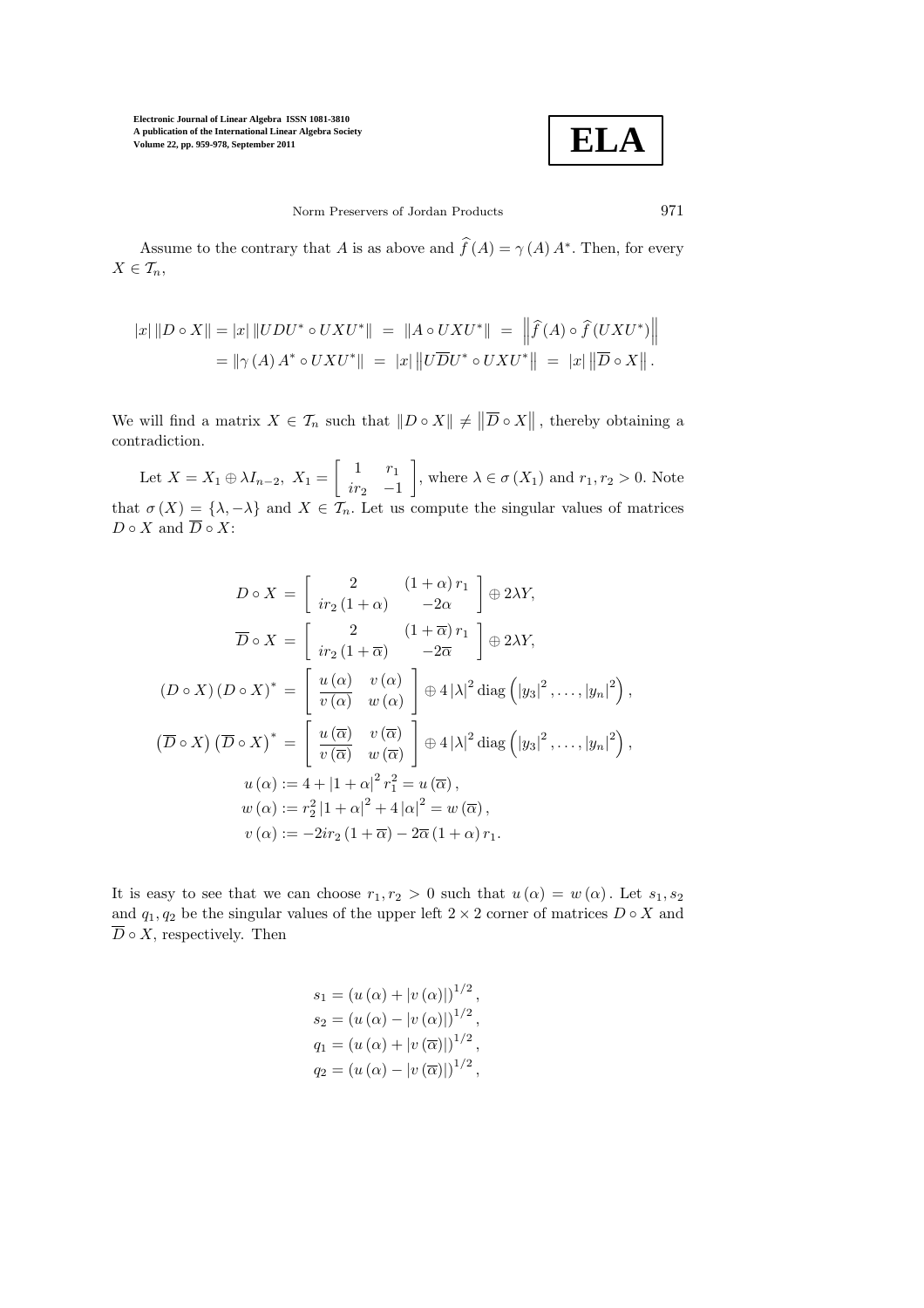Assume to the contrary that $A$ is as above and $\widehat{f}(A) = \gamma(A) A^*$. Then, for every $X \in \mathcal{T}_n$,

$$|x| \|D \circ X\| = |x| \|UDU^* \circ UXU^*\| \ = \ \|A \circ UXU^*\| \ = \ \left\|\widehat{f}(A) \circ \widehat{f}(UXU^*)\right\|$$
$$= \|\gamma(A) A^* \circ UXU^*\| \ = \ |x| \left\|U\overline{D}U^* \circ UXU^*\right\| \ = \ |x| \left\|\overline{D} \circ X\right\|.$$

We will find a matrix $X \in \mathcal{T}_n$ such that $\|D \circ X\| \neq \left\|\overline{D} \circ X\right\|$, thereby obtaining a contradiction.

Let $X = X_1 \oplus \lambda I_{n-2}$, $X_1 = \begin{bmatrix} 1 & r_1 \\ ir_2 & -1 \end{bmatrix}$, where $\lambda \in \sigma(X_1)$ and $r_1, r_2 > 0$. Note that $\sigma(X) = \{\lambda, -\lambda\}$ and $X \in \mathcal{T}_n$. Let us compute the singular values of matrices $D \circ X$ and $\overline{D} \circ X$:

$$D \circ X \ = \ \begin{bmatrix} 2 & (1+\alpha) r_1 \\ ir_2 (1+\alpha) & -2\alpha \end{bmatrix} \oplus 2\lambda Y,$$

$$\overline{D} \circ X \ = \ \begin{bmatrix} 2 & (1+\overline{\alpha}) r_1 \\ ir_2 (1+\overline{\alpha}) & -2\overline{\alpha} \end{bmatrix} \oplus 2\lambda Y,$$

$$(D \circ X)(D \circ X)^* \ = \ \begin{bmatrix} u(\alpha) & v(\alpha) \\ \overline{v(\alpha)} & w(\alpha) \end{bmatrix} \oplus 4|\lambda|^2 \operatorname{diag}\left(|y_3|^2, \ldots, |y_n|^2\right),$$

$$\left(\overline{D} \circ X\right)\left(\overline{D} \circ X\right)^* \ = \ \begin{bmatrix} u(\overline{\alpha}) & v(\overline{\alpha}) \\ \overline{v(\overline{\alpha})} & w(\overline{\alpha}) \end{bmatrix} \oplus 4|\lambda|^2 \operatorname{diag}\left(|y_3|^2, \ldots, |y_n|^2\right),$$

$$u(\alpha) := 4 + |1+\alpha|^2 r_1^2 = u(\overline{\alpha}),$$
$$w(\alpha) := r_2^2 |1+\alpha|^2 + 4|\alpha|^2 = w(\overline{\alpha}),$$
$$v(\alpha) := -2ir_2(1+\overline{\alpha}) - 2\overline{\alpha}(1+\alpha) r_1.$$

It is easy to see that we can choose $r_1, r_2 > 0$ such that $u(\alpha) = w(\alpha)$. Let $s_1, s_2$ and $q_1, q_2$ be the singular values of the upper left $2 \times 2$ corner of matrices $D \circ X$ and $\overline{D} \circ X$, respectively. Then

$$s_1 = (u(\alpha) + |v(\alpha)|)^{1/2},$$
$$s_2 = (u(\alpha) - |v(\alpha)|)^{1/2},$$
$$q_1 = (u(\alpha) + |v(\overline{\alpha})|)^{1/2},$$
$$q_2 = (u(\alpha) - |v(\overline{\alpha})|)^{1/2},$$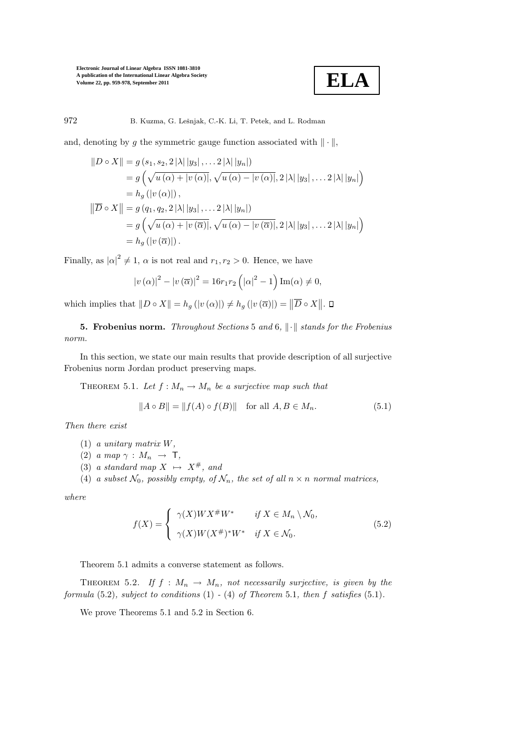and, denoting by $g$ the symmetric gauge function associated with $\|\cdot\|$,

$$
\begin{aligned}
\|D \circ X\| &= g\left(s_1, s_2, 2\,|\lambda|\,|y_3|, \ldots 2\,|\lambda|\,|y_n|\right) \\
&= g\left(\sqrt{u(\alpha) + |v(\alpha)|}, \sqrt{u(\alpha) - |v(\alpha)|}, 2\,|\lambda|\,|y_3|, \ldots 2\,|\lambda|\,|y_n|\right) \\
&= h_g\left(|v(\alpha)|\right), \\
\left\|\overline{D} \circ X\right\| &= g\left(q_1, q_2, 2\,|\lambda|\,|y_3|, \ldots 2\,|\lambda|\,|y_n|\right) \\
&= g\left(\sqrt{u(\alpha) + |v(\overline{\alpha})|}, \sqrt{u(\alpha) - |v(\overline{\alpha})|}, 2\,|\lambda|\,|y_3|, \ldots 2\,|\lambda|\,|y_n|\right) \\
&= h_g\left(|v(\overline{\alpha})|\right).
\end{aligned}
$$

Finally, as $|\alpha|^2 \neq 1$, $\alpha$ is not real and $r_1, r_2 > 0$. Hence, we have

$$
|v(\alpha)|^2 - |v(\overline{\alpha})|^2 = 16 r_1 r_2 \left(|\alpha|^2 - 1\right) \operatorname{Im}(\alpha) \neq 0,
$$

which implies that $\|D \circ X\| = h_g\left(|v(\alpha)|\right) \neq h_g\left(|v(\overline{\alpha})|\right) = \left\|\overline{D} \circ X\right\|$. $\square$

**5. Frobenius norm.** *Throughout Sections* 5 *and* 6, $\|\cdot\|$ *stands for the Frobenius norm.*

In this section, we state our main results that provide description of all surjective Frobenius norm Jordan product preserving maps.

THEOREM 5.1. *Let $f : M_n \to M_n$ be a surjective map such that*

$$
\|A \circ B\| = \|f(A) \circ f(B)\| \quad \text{for all } A, B \in M_n. \tag{5.1}
$$

*Then there exist*

1. *a unitary matrix $W$,*
2. *a map $\gamma : M_n \to \mathsf{T}$,*
3. *a standard map $X \mapsto X^{\#}$, and*
4. *a subset $\mathcal{N}_0$, possibly empty, of $\mathcal{N}_n$, the set of all $n \times n$ normal matrices,*

*where*

$$
f(X) = \begin{cases} \gamma(X) W X^{\#} W^* & \text{if } X \in M_n \setminus \mathcal{N}_0, \\ \gamma(X) W (X^{\#})^* W^* & \text{if } X \in \mathcal{N}_0. \end{cases} \tag{5.2}
$$

Theorem 5.1 admits a converse statement as follows.

THEOREM 5.2. *If $f : M_n \to M_n$, not necessarily surjective, is given by the formula* (5.2)*, subject to conditions* (1) - (4) *of Theorem* 5.1*, then $f$ satisfies* (5.1).

We prove Theorems 5.1 and 5.2 in Section 6.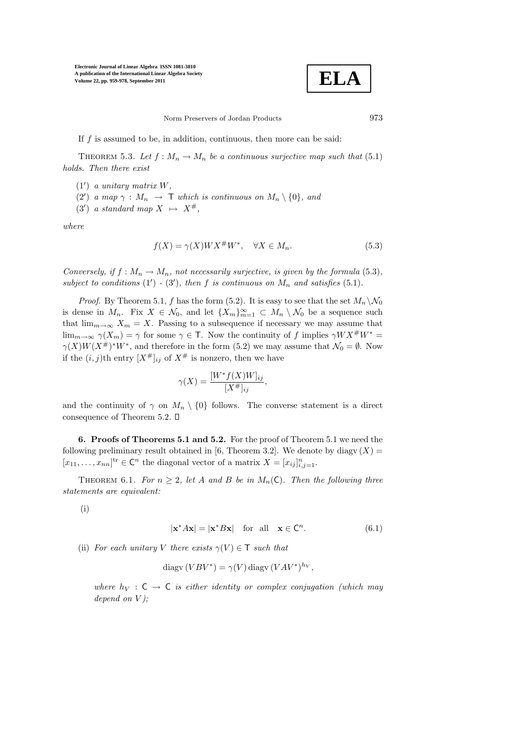If $f$ is assumed to be, in addition, continuous, then more can be said:

THEOREM 5.3. *Let $f : M_n \to M_n$ be a continuous surjective map such that* (5.1) *holds. Then there exist*

(1′) *a unitary matrix $W$,*
(2′) *a map $\gamma : M_n \to \mathsf{T}$ which is continuous on $M_n \setminus \{0\}$, and*
(3′) *a standard map $X \mapsto X^\#$,*

*where*

$$f(X) = \gamma(X) W X^\# W^*, \quad \forall X \in M_n. \tag{5.3}$$

*Conversely, if $f : M_n \to M_n$, not necessarily surjective, is given by the formula* (5.3)*, subject to conditions* (1′) - (3′)*, then $f$ is continuous on $M_n$ and satisfies* (5.1)*.*

*Proof.* By Theorem 5.1, $f$ has the form (5.2). It is easy to see that the set $M_n \setminus \mathcal{N}_0$ is dense in $M_n$. Fix $X \in \mathcal{N}_0$, and let $\{X_m\}_{m=1}^\infty \subset M_n \setminus \mathcal{N}_0$ be a sequence such that $\lim_{m\to\infty} X_m = X$. Passing to a subsequence if necessary we may assume that $\lim_{m\to\infty} \gamma(X_m) = \gamma$ for some $\gamma \in \mathsf{T}$. Now the continuity of $f$ implies $\gamma W X^\# W^* = \gamma(X) W (X^\#)^* W^*$, and therefore in the form (5.2) we may assume that $\mathcal{N}_0 = \emptyset$. Now if the $(i,j)$th entry $[X^\#]_{ij}$ of $X^\#$ is nonzero, then we have

$$\gamma(X) = \frac{[W^* f(X) W]_{ij}}{[X^\#]_{ij}},$$

and the continuity of $\gamma$ on $M_n \setminus \{0\}$ follows. The converse statement is a direct consequence of Theorem 5.2. ◻

**6. Proofs of Theorems 5.1 and 5.2.** For the proof of Theorem 5.1 we need the following preliminary result obtained in [6, Theorem 3.2]. We denote by $\operatorname{diagv}(X) = [x_{11}, \ldots, x_{nn}]^{\mathrm{tr}} \in \mathsf{C}^n$ the diagonal vector of a matrix $X = [x_{ij}]_{i,j=1}^n$.

THEOREM 6.1. *For $n \geq 2$, let $A$ and $B$ be in $M_n(\mathsf{C})$. Then the following three statements are equivalent:*

(i)

$$|\mathbf{x}^* A \mathbf{x}| = |\mathbf{x}^* B \mathbf{x}| \quad \text{for all} \quad \mathbf{x} \in \mathsf{C}^n. \tag{6.1}$$

(ii) *For each unitary $V$ there exists $\gamma(V) \in \mathsf{T}$ such that*

$$\operatorname{diagv}(VBV^*) = \gamma(V) \operatorname{diagv}(VAV^*)^{h_V},$$

*where $h_V : \mathsf{C} \to \mathsf{C}$ is either identity or complex conjugation (which may depend on $V$);*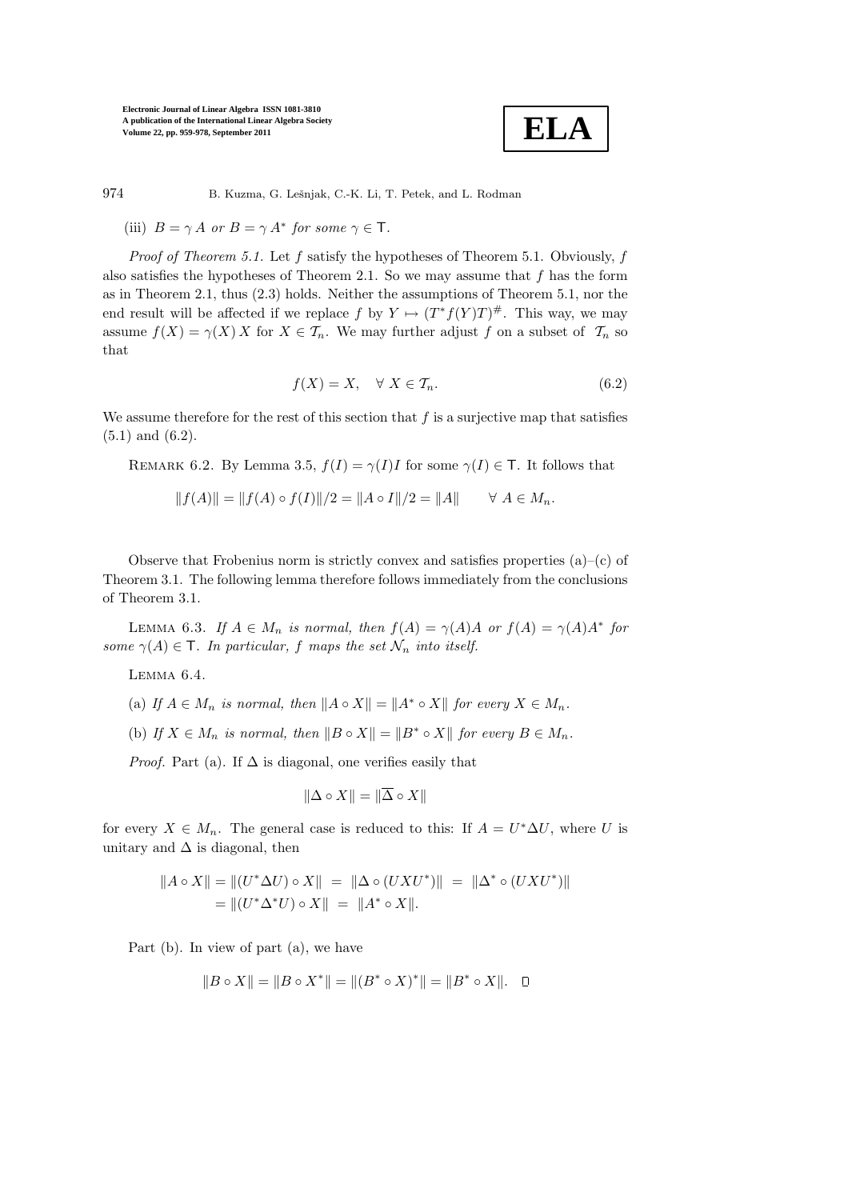(iii) $B = \gamma A$ or $B = \gamma A^*$ *for some* $\gamma \in \mathsf{T}$.

*Proof of Theorem 5.1.* Let $f$ satisfy the hypotheses of Theorem 5.1. Obviously, $f$ also satisfies the hypotheses of Theorem 2.1. So we may assume that $f$ has the form as in Theorem 2.1, thus (2.3) holds. Neither the assumptions of Theorem 5.1, nor the end result will be affected if we replace $f$ by $Y \mapsto (T^* f(Y) T)^{\#}$. This way, we may assume $f(X) = \gamma(X)\, X$ for $X \in \mathcal{T}_n$. We may further adjust $f$ on a subset of $\mathcal{T}_n$ so that

$$f(X) = X, \quad \forall\ X \in \mathcal{T}_n. \tag{6.2}$$

We assume therefore for the rest of this section that $f$ is a surjective map that satisfies (5.1) and (6.2).

Remark 6.2. By Lemma 3.5, $f(I) = \gamma(I) I$ for some $\gamma(I) \in \mathsf{T}$. It follows that

$$\|f(A)\| = \|f(A) \circ f(I)\|/2 = \|A \circ I\|/2 = \|A\| \qquad \forall\ A \in M_n.$$

Observe that Frobenius norm is strictly convex and satisfies properties (a)–(c) of Theorem 3.1. The following lemma therefore follows immediately from the conclusions of Theorem 3.1.

Lemma 6.3. *If* $A \in M_n$ *is normal, then* $f(A) = \gamma(A) A$ *or* $f(A) = \gamma(A) A^*$ *for some* $\gamma(A) \in \mathsf{T}$. *In particular,* $f$ *maps the set* $\mathcal{N}_n$ *into itself.*

Lemma 6.4.

(a) *If* $A \in M_n$ *is normal, then* $\|A \circ X\| = \|A^* \circ X\|$ *for every* $X \in M_n$.

(b) *If* $X \in M_n$ *is normal, then* $\|B \circ X\| = \|B^* \circ X\|$ *for every* $B \in M_n$.

*Proof.* Part (a). If $\Delta$ is diagonal, one verifies easily that

$$\|\Delta \circ X\| = \|\overline{\Delta} \circ X\|$$

for every $X \in M_n$. The general case is reduced to this: If $A = U^* \Delta U$, where $U$ is unitary and $\Delta$ is diagonal, then

$$\begin{aligned}\|A \circ X\| = \|(U^* \Delta U) \circ X\| \ &= \ \|\Delta \circ (U X U^*)\| \ = \ \|\Delta^* \circ (U X U^*)\| \\ &= \|(U^* \Delta^* U) \circ X\| \ = \ \|A^* \circ X\|.\end{aligned}$$

Part (b). In view of part (a), we have

$$\|B \circ X\| = \|B \circ X^*\| = \|(B^* \circ X)^*\| = \|B^* \circ X\|. \quad \square$$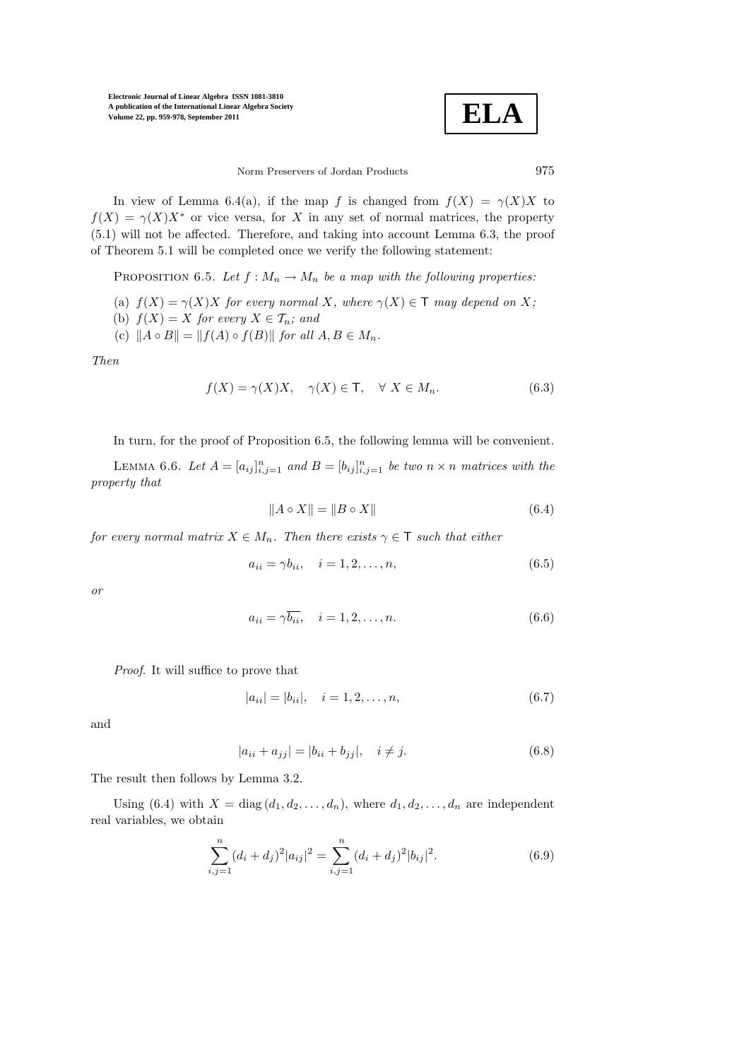In view of Lemma 6.4(a), if the map $f$ is changed from $f(X) = \gamma(X)X$ to $f(X) = \gamma(X)X^*$ or vice versa, for $X$ in any set of normal matrices, the property (5.1) will not be affected. Therefore, and taking into account Lemma 6.3, the proof of Theorem 5.1 will be completed once we verify the following statement:

Proposition 6.5. *Let $f : M_n \to M_n$ be a map with the following properties:*

(a) *$f(X) = \gamma(X)X$ for every normal $X$, where $\gamma(X) \in \mathsf{T}$ may depend on $X$;*
(b) *$f(X) = X$ for every $X \in \mathcal{T}_n$; and*
(c) *$\|A \circ B\| = \|f(A) \circ f(B)\|$ for all $A, B \in M_n$.*

*Then*

$$f(X) = \gamma(X)X, \quad \gamma(X) \in \mathsf{T}, \quad \forall\ X \in M_n. \tag{6.3}$$

In turn, for the proof of Proposition 6.5, the following lemma will be convenient.

Lemma 6.6. *Let $A = [a_{ij}]_{i,j=1}^n$ and $B = [b_{ij}]_{i,j=1}^n$ be two $n \times n$ matrices with the property that*

$$\|A \circ X\| = \|B \circ X\| \tag{6.4}$$

*for every normal matrix $X \in M_n$. Then there exists $\gamma \in \mathsf{T}$ such that either*

$$a_{ii} = \gamma b_{ii}, \quad i = 1, 2, \ldots, n, \tag{6.5}$$

*or*

$$a_{ii} = \gamma \overline{b_{ii}}, \quad i = 1, 2, \ldots, n. \tag{6.6}$$

*Proof*. It will suffice to prove that

$$|a_{ii}| = |b_{ii}|, \quad i = 1, 2, \ldots, n, \tag{6.7}$$

and

$$|a_{ii} + a_{jj}| = |b_{ii} + b_{jj}|, \quad i \neq j. \tag{6.8}$$

The result then follows by Lemma 3.2.

Using (6.4) with $X = \operatorname{diag}(d_1, d_2, \ldots, d_n)$, where $d_1, d_2, \ldots, d_n$ are independent real variables, we obtain

$$\sum_{i,j=1}^{n} (d_i + d_j)^2 |a_{ij}|^2 = \sum_{i,j=1}^{n} (d_i + d_j)^2 |b_{ij}|^2. \tag{6.9}$$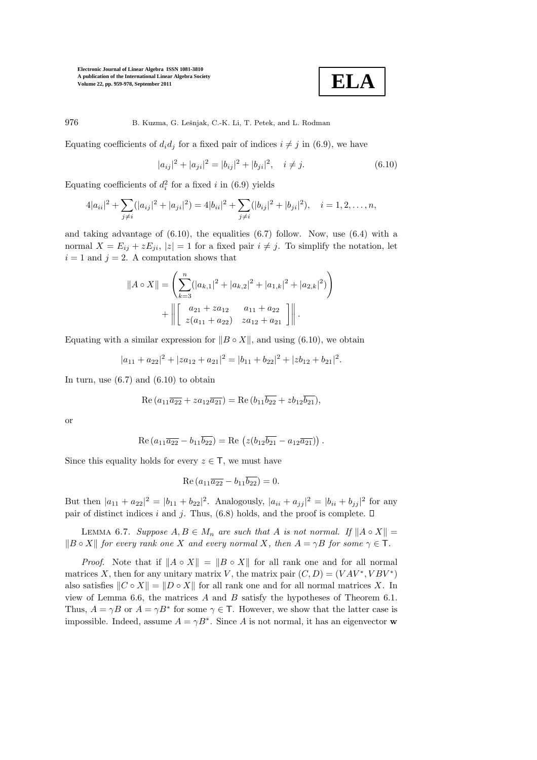Equating coefficients of $d_i d_j$ for a fixed pair of indices $i \neq j$ in (6.9), we have

$$|a_{ij}|^2 + |a_{ji}|^2 = |b_{ij}|^2 + |b_{ji}|^2, \quad i \neq j. \tag{6.10}$$

Equating coefficients of $d_i^2$ for a fixed $i$ in (6.9) yields

$$4|a_{ii}|^2 + \sum_{j \neq i}(|a_{ij}|^2 + |a_{ji}|^2) = 4|b_{ii}|^2 + \sum_{j \neq i}(|b_{ij}|^2 + |b_{ji}|^2), \quad i = 1, 2, \ldots, n,$$

and taking advantage of (6.10), the equalities (6.7) follow. Now, use (6.4) with a normal $X = E_{ij} + zE_{ji}$, $|z| = 1$ for a fixed pair $i \neq j$. To simplify the notation, let $i = 1$ and $j = 2$. A computation shows that

$$\|A \circ X\| = \left( \sum_{k=3}^{n} (|a_{k,1}|^2 + |a_{k,2}|^2 + |a_{1,k}|^2 + |a_{2,k}|^2) \right) + \left\| \begin{bmatrix} a_{21} + za_{12} & a_{11} + a_{22} \\ z(a_{11} + a_{22}) & za_{12} + a_{21} \end{bmatrix} \right\|.$$

Equating with a similar expression for $\|B \circ X\|$, and using (6.10), we obtain

$$|a_{11} + a_{22}|^2 + |za_{12} + a_{21}|^2 = |b_{11} + b_{22}|^2 + |zb_{12} + b_{21}|^2.$$

In turn, use (6.7) and (6.10) to obtain

$$\text{Re}\,(a_{11}\overline{a_{22}} + za_{12}\overline{a_{21}}) = \text{Re}\,(b_{11}\overline{b_{22}} + zb_{12}\overline{b_{21}}),$$

or

$$\text{Re}\,(a_{11}\overline{a_{22}} - b_{11}\overline{b_{22}}) = \text{Re}\,\left(z(b_{12}\overline{b_{21}} - a_{12}\overline{a_{21}})\right).$$

Since this equality holds for every $z \in \mathsf{T}$, we must have

$$\text{Re}\,(a_{11}\overline{a_{22}} - b_{11}\overline{b_{22}}) = 0.$$

But then $|a_{11} + a_{22}|^2 = |b_{11} + b_{22}|^2$. Analogously, $|a_{ii} + a_{jj}|^2 = |b_{ii} + b_{jj}|^2$ for any pair of distinct indices $i$ and $j$. Thus, (6.8) holds, and the proof is complete. □

Lemma 6.7. *Suppose $A, B \in M_n$ are such that $A$ is not normal. If $\|A \circ X\| = \|B \circ X\|$ for every rank one $X$ and every normal $X$, then $A = \gamma B$ for some $\gamma \in \mathsf{T}$.*

*Proof.* Note that if $\|A \circ X\| = \|B \circ X\|$ for all rank one and for all normal matrices $X$, then for any unitary matrix $V$, the matrix pair $(C, D) = (VAV^*, VBV^*)$ also satisfies $\|C \circ X\| = \|D \circ X\|$ for all rank one and for all normal matrices $X$. In view of Lemma 6.6, the matrices $A$ and $B$ satisfy the hypotheses of Theorem 6.1. Thus, $A = \gamma B$ or $A = \gamma B^*$ for some $\gamma \in \mathsf{T}$. However, we show that the latter case is impossible. Indeed, assume $A = \gamma B^*$. Since $A$ is not normal, it has an eigenvector $\mathbf{w}$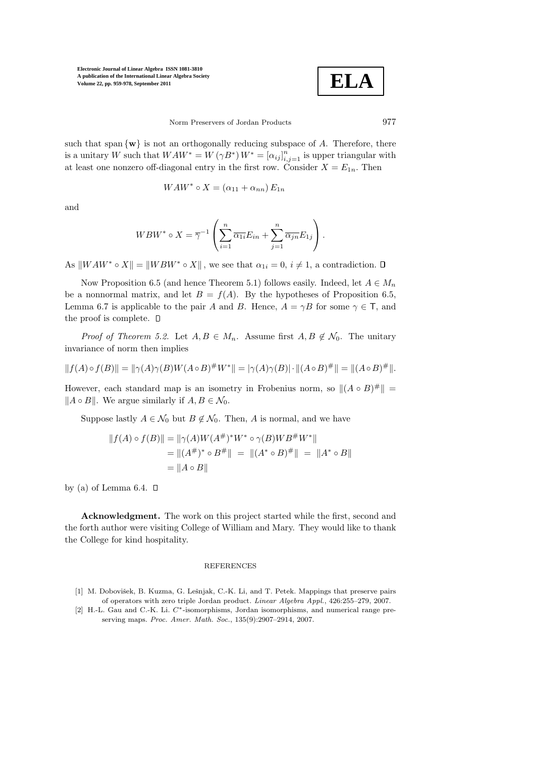such that span $\{\mathbf{w}\}$ is not an orthogonally reducing subspace of $A$. Therefore, there is a unitary $W$ such that $WAW^* = W(\gamma B^*)W^* = [\alpha_{ij}]_{i,j=1}^n$ is upper triangular with at least one nonzero off-diagonal entry in the first row. Consider $X = E_{1n}$. Then

$$WAW^* \circ X = (\alpha_{11} + \alpha_{nn}) E_{1n}$$

and

$$WBW^* \circ X = \overline{\gamma}^{-1} \left( \sum_{i=1}^n \overline{\alpha_{1i}} E_{in} + \sum_{j=1}^n \overline{\alpha_{jn}} E_{1j} \right).$$

As $\|WAW^* \circ X\| = \|WBW^* \circ X\|$, we see that $\alpha_{1i} = 0$, $i \neq 1$, a contradiction. □

Now Proposition 6.5 (and hence Theorem 5.1) follows easily. Indeed, let $A \in M_n$ be a nonnormal matrix, and let $B = f(A)$. By the hypotheses of Proposition 6.5, Lemma 6.7 is applicable to the pair $A$ and $B$. Hence, $A = \gamma B$ for some $\gamma \in \mathsf{T}$, and the proof is complete. □

*Proof of Theorem 5.2.* Let $A, B \in M_n$. Assume first $A, B \notin \mathcal{N}_0$. The unitary invariance of norm then implies

$$\|f(A) \circ f(B)\| = \|\gamma(A)\gamma(B)W(A \circ B)^\# W^*\| = |\gamma(A)\gamma(B)| \cdot \|(A \circ B)^\#\| = \|(A \circ B)^\#\|.$$

However, each standard map is an isometry in Frobenius norm, so $\|(A \circ B)^\#\| = \|A \circ B\|$. We argue similarly if $A, B \in \mathcal{N}_0$.

Suppose lastly $A \in \mathcal{N}_0$ but $B \notin \mathcal{N}_0$. Then, $A$ is normal, and we have

$$\begin{aligned}
\|f(A) \circ f(B)\| &= \|\gamma(A)W(A^\#)^* W^* \circ \gamma(B)WB^\# W^*\| \\
&= \|(A^\#)^* \circ B^\#\| \;=\; \|(A^* \circ B)^\#\| \;=\; \|A^* \circ B\| \\
&= \|A \circ B\|
\end{aligned}$$

by (a) of Lemma 6.4. □

**Acknowledgment.** The work on this project started while the first, second and the forth author were visiting College of William and Mary. They would like to thank the College for kind hospitality.

## REFERENCES

[1] M. Dobovišek, B. Kuzma, G. Lešnjak, C.-K. Li, and T. Petek. Mappings that preserve pairs of operators with zero triple Jordan product. *Linear Algebra Appl.*, 426:255–279, 2007.

[2] H.-L. Gau and C.-K. Li. $C^*$-isomorphisms, Jordan isomorphisms, and numerical range preserving maps. *Proc. Amer. Math. Soc.*, 135(9):2907–2914, 2007.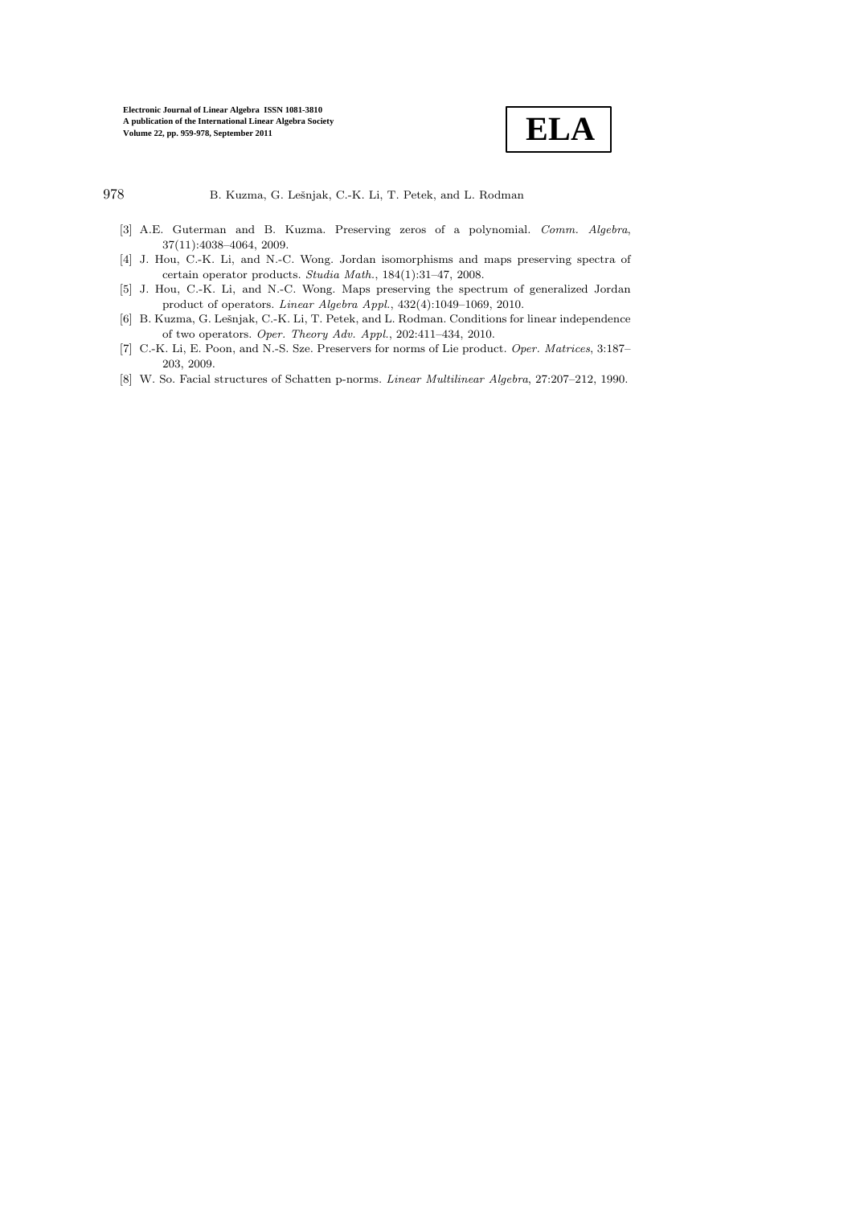[3] A.E. Guterman and B. Kuzma. Preserving zeros of a polynomial. *Comm. Algebra*, 37(11):4038–4064, 2009.

[4] J. Hou, C.-K. Li, and N.-C. Wong. Jordan isomorphisms and maps preserving spectra of certain operator products. *Studia Math.*, 184(1):31–47, 2008.

[5] J. Hou, C.-K. Li, and N.-C. Wong. Maps preserving the spectrum of generalized Jordan product of operators. *Linear Algebra Appl.*, 432(4):1049–1069, 2010.

[6] B. Kuzma, G. Lešnjak, C.-K. Li, T. Petek, and L. Rodman. Conditions for linear independence of two operators. *Oper. Theory Adv. Appl.*, 202:411–434, 2010.

[7] C.-K. Li, E. Poon, and N.-S. Sze. Preservers for norms of Lie product. *Oper. Matrices*, 3:187–203, 2009.

[8] W. So. Facial structures of Schatten p-norms. *Linear Multilinear Algebra*, 27:207–212, 1990.